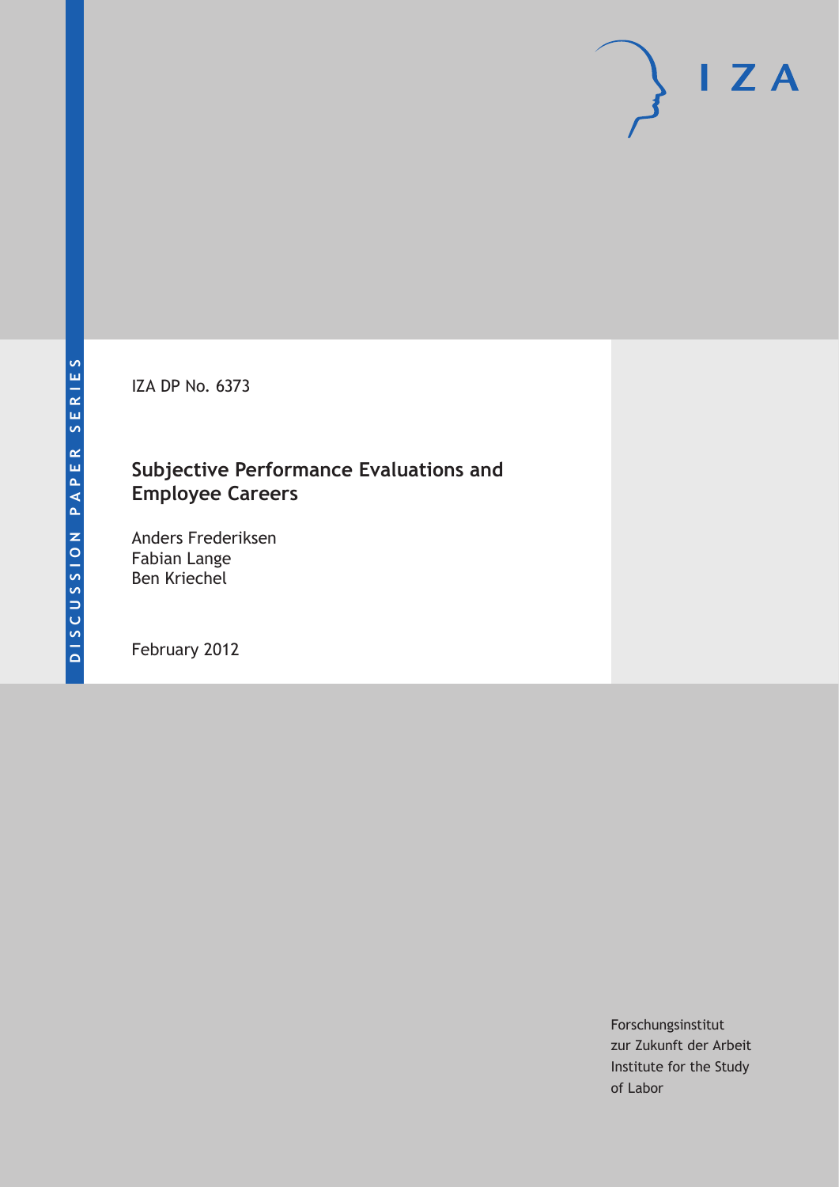DISCUSSION PAPER SERIES

IZA

IZA DP No. 6373

# Subjective Performance Evaluations and Employee Careers

Anders Frederiksen
Fabian Lange
Ben Kriechel

February 2012

Forschungsinstitut
zur Zukunft der Arbeit
Institute for the Study
of Labor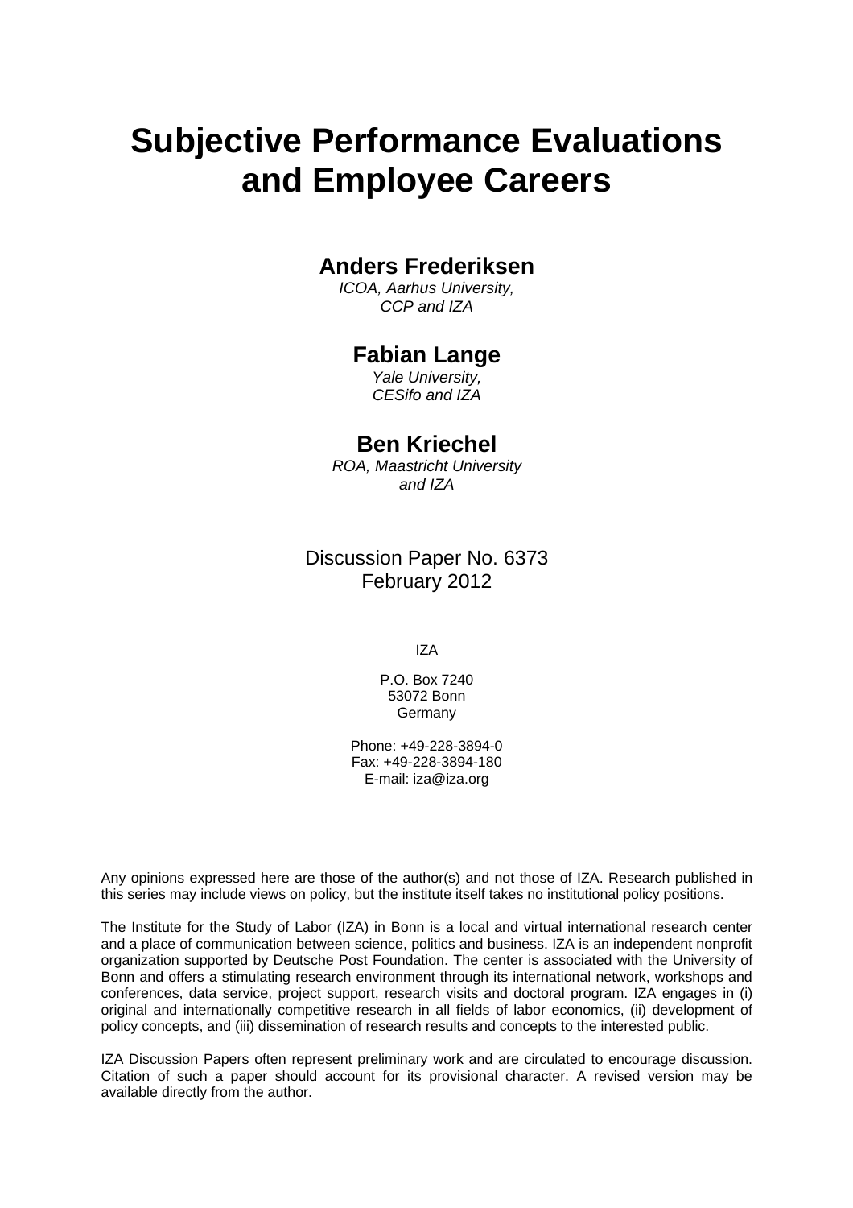# Subjective Performance Evaluations and Employee Careers

## Anders Frederiksen

*ICOA, Aarhus University, CCP and IZA*

## Fabian Lange

*Yale University, CESifo and IZA*

## Ben Kriechel

*ROA, Maastricht University and IZA*

Discussion Paper No. 6373
February 2012

IZA

P.O. Box 7240
53072 Bonn
Germany

Phone: +49-228-3894-0
Fax: +49-228-3894-180
E-mail: iza@iza.org

Any opinions expressed here are those of the author(s) and not those of IZA. Research published in this series may include views on policy, but the institute itself takes no institutional policy positions.

The Institute for the Study of Labor (IZA) in Bonn is a local and virtual international research center and a place of communication between science, politics and business. IZA is an independent nonprofit organization supported by Deutsche Post Foundation. The center is associated with the University of Bonn and offers a stimulating research environment through its international network, workshops and conferences, data service, project support, research visits and doctoral program. IZA engages in (i) original and internationally competitive research in all fields of labor economics, (ii) development of policy concepts, and (iii) dissemination of research results and concepts to the interested public.

IZA Discussion Papers often represent preliminary work and are circulated to encourage discussion. Citation of such a paper should account for its provisional character. A revised version may be available directly from the author.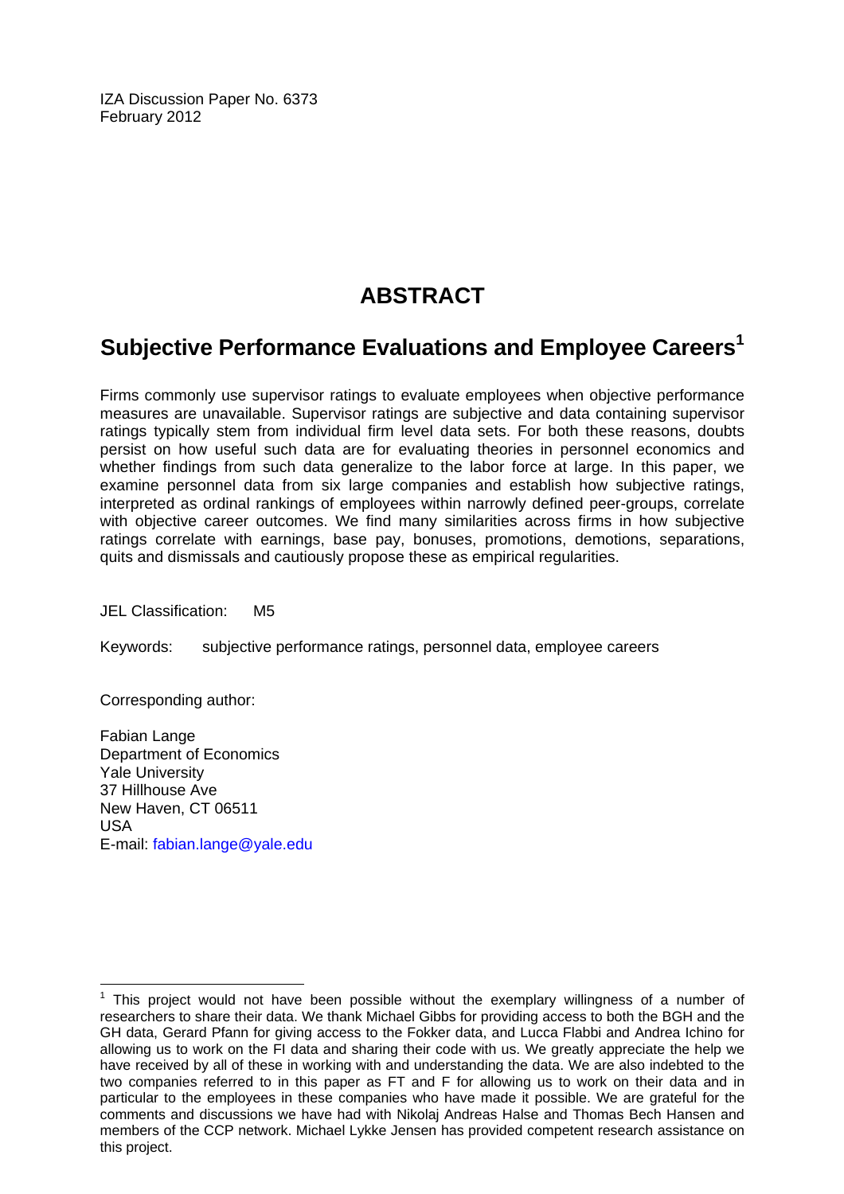IZA Discussion Paper No. 6373
February 2012

# ABSTRACT

## Subjective Performance Evaluations and Employee Careers[1]

Firms commonly use supervisor ratings to evaluate employees when objective performance measures are unavailable. Supervisor ratings are subjective and data containing supervisor ratings typically stem from individual firm level data sets. For both these reasons, doubts persist on how useful such data are for evaluating theories in personnel economics and whether findings from such data generalize to the labor force at large. In this paper, we examine personnel data from six large companies and establish how subjective ratings, interpreted as ordinal rankings of employees within narrowly defined peer-groups, correlate with objective career outcomes. We find many similarities across firms in how subjective ratings correlate with earnings, base pay, bonuses, promotions, demotions, separations, quits and dismissals and cautiously propose these as empirical regularities.

JEL Classification: M5

Keywords: subjective performance ratings, personnel data, employee careers

Corresponding author:

Fabian Lange
Department of Economics
Yale University
37 Hillhouse Ave
New Haven, CT 06511
USA
E-mail: fabian.lange@yale.edu

---

[1] This project would not have been possible without the exemplary willingness of a number of researchers to share their data. We thank Michael Gibbs for providing access to both the BGH and the GH data, Gerard Pfann for giving access to the Fokker data, and Lucca Flabbi and Andrea Ichino for allowing us to work on the FI data and sharing their code with us. We greatly appreciate the help we have received by all of these in working with and understanding the data. We are also indebted to the two companies referred to in this paper as FT and F for allowing us to work on their data and in particular to the employees in these companies who have made it possible. We are grateful for the comments and discussions we have had with Nikolaj Andreas Halse and Thomas Bech Hansen and members of the CCP network. Michael Lykke Jensen has provided competent research assistance on this project.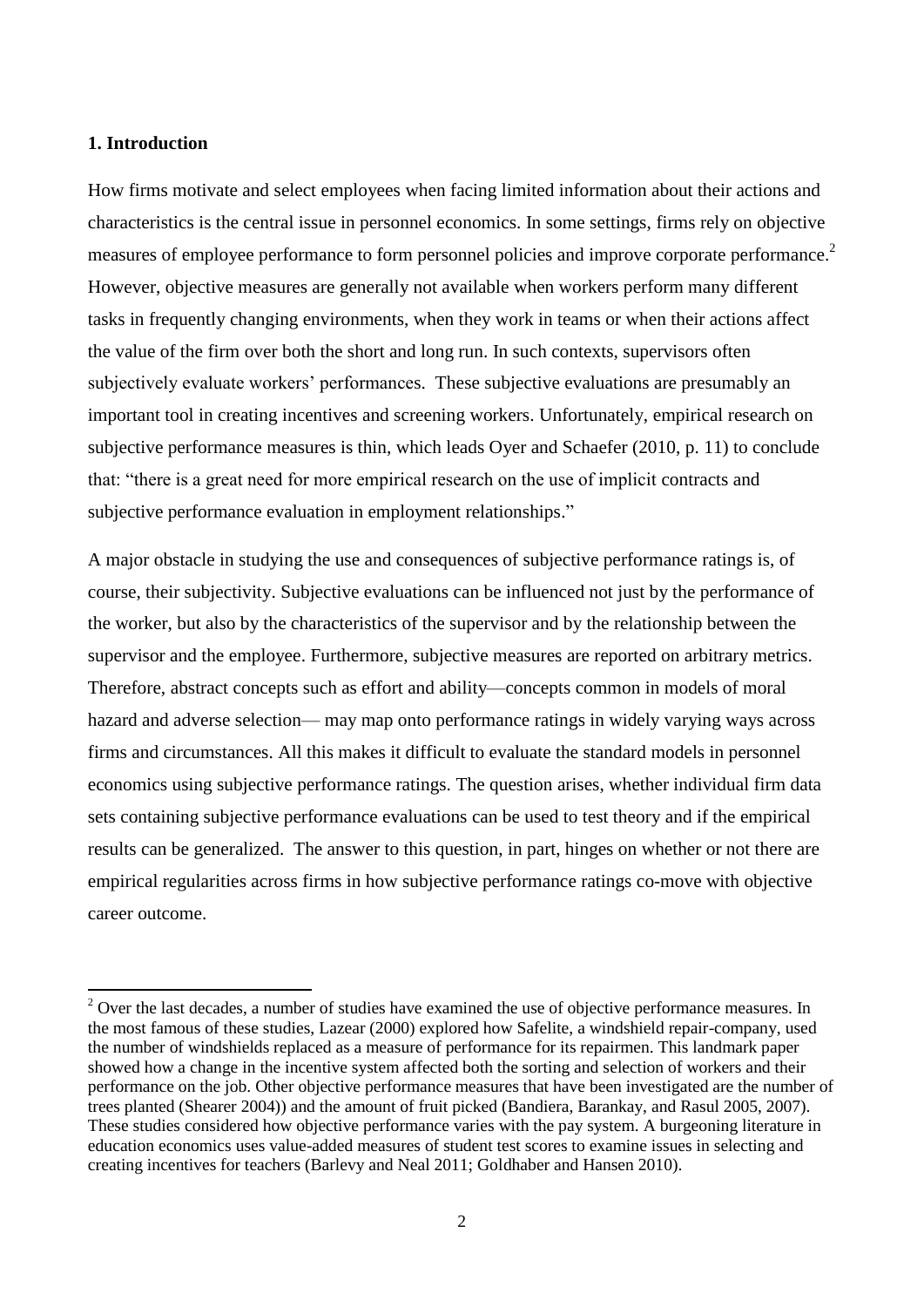## 1. Introduction

How firms motivate and select employees when facing limited information about their actions and characteristics is the central issue in personnel economics. In some settings, firms rely on objective measures of employee performance to form personnel policies and improve corporate performance.[2] However, objective measures are generally not available when workers perform many different tasks in frequently changing environments, when they work in teams or when their actions affect the value of the firm over both the short and long run. In such contexts, supervisors often subjectively evaluate workers' performances. These subjective evaluations are presumably an important tool in creating incentives and screening workers. Unfortunately, empirical research on subjective performance measures is thin, which leads Oyer and Schaefer (2010, p. 11) to conclude that: "there is a great need for more empirical research on the use of implicit contracts and subjective performance evaluation in employment relationships."

A major obstacle in studying the use and consequences of subjective performance ratings is, of course, their subjectivity. Subjective evaluations can be influenced not just by the performance of the worker, but also by the characteristics of the supervisor and by the relationship between the supervisor and the employee. Furthermore, subjective measures are reported on arbitrary metrics. Therefore, abstract concepts such as effort and ability—concepts common in models of moral hazard and adverse selection— may map onto performance ratings in widely varying ways across firms and circumstances. All this makes it difficult to evaluate the standard models in personnel economics using subjective performance ratings. The question arises, whether individual firm data sets containing subjective performance evaluations can be used to test theory and if the empirical results can be generalized. The answer to this question, in part, hinges on whether or not there are empirical regularities across firms in how subjective performance ratings co-move with objective career outcome.

---

[2] Over the last decades, a number of studies have examined the use of objective performance measures. In the most famous of these studies, Lazear (2000) explored how Safelite, a windshield repair-company, used the number of windshields replaced as a measure of performance for its repairmen. This landmark paper showed how a change in the incentive system affected both the sorting and selection of workers and their performance on the job. Other objective performance measures that have been investigated are the number of trees planted (Shearer 2004)) and the amount of fruit picked (Bandiera, Barankay, and Rasul 2005, 2007). These studies considered how objective performance varies with the pay system. A burgeoning literature in education economics uses value-added measures of student test scores to examine issues in selecting and creating incentives for teachers (Barlevy and Neal 2011; Goldhaber and Hansen 2010).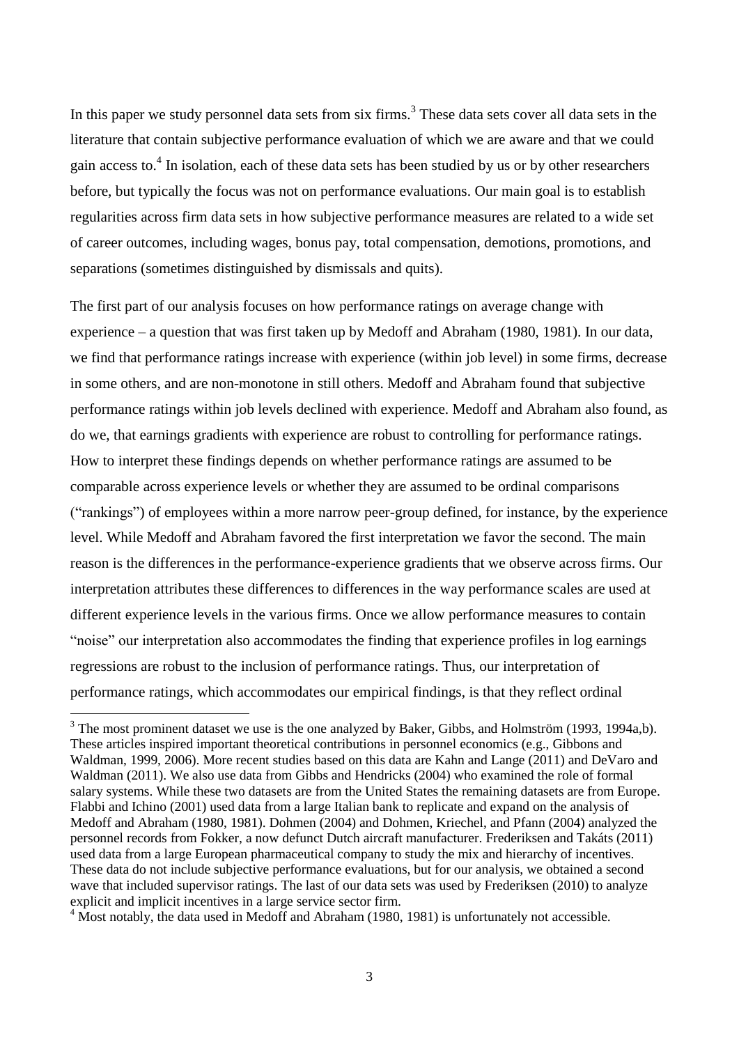In this paper we study personnel data sets from six firms.[3] These data sets cover all data sets in the literature that contain subjective performance evaluation of which we are aware and that we could gain access to.[4] In isolation, each of these data sets has been studied by us or by other researchers before, but typically the focus was not on performance evaluations. Our main goal is to establish regularities across firm data sets in how subjective performance measures are related to a wide set of career outcomes, including wages, bonus pay, total compensation, demotions, promotions, and separations (sometimes distinguished by dismissals and quits).

The first part of our analysis focuses on how performance ratings on average change with experience – a question that was first taken up by Medoff and Abraham (1980, 1981). In our data, we find that performance ratings increase with experience (within job level) in some firms, decrease in some others, and are non-monotone in still others. Medoff and Abraham found that subjective performance ratings within job levels declined with experience. Medoff and Abraham also found, as do we, that earnings gradients with experience are robust to controlling for performance ratings. How to interpret these findings depends on whether performance ratings are assumed to be comparable across experience levels or whether they are assumed to be ordinal comparisons ("rankings") of employees within a more narrow peer-group defined, for instance, by the experience level. While Medoff and Abraham favored the first interpretation we favor the second. The main reason is the differences in the performance-experience gradients that we observe across firms. Our interpretation attributes these differences to differences in the way performance scales are used at different experience levels in the various firms. Once we allow performance measures to contain "noise" our interpretation also accommodates the finding that experience profiles in log earnings regressions are robust to the inclusion of performance ratings. Thus, our interpretation of performance ratings, which accommodates our empirical findings, is that they reflect ordinal

[3] The most prominent dataset we use is the one analyzed by Baker, Gibbs, and Holmström (1993, 1994a,b). These articles inspired important theoretical contributions in personnel economics (e.g., Gibbons and Waldman, 1999, 2006). More recent studies based on this data are Kahn and Lange (2011) and DeVaro and Waldman (2011). We also use data from Gibbs and Hendricks (2004) who examined the role of formal salary systems. While these two datasets are from the United States the remaining datasets are from Europe. Flabbi and Ichino (2001) used data from a large Italian bank to replicate and expand on the analysis of Medoff and Abraham (1980, 1981). Dohmen (2004) and Dohmen, Kriechel, and Pfann (2004) analyzed the personnel records from Fokker, a now defunct Dutch aircraft manufacturer. Frederiksen and Takáts (2011) used data from a large European pharmaceutical company to study the mix and hierarchy of incentives. These data do not include subjective performance evaluations, but for our analysis, we obtained a second wave that included supervisor ratings. The last of our data sets was used by Frederiksen (2010) to analyze explicit and implicit incentives in a large service sector firm.

[4] Most notably, the data used in Medoff and Abraham (1980, 1981) is unfortunately not accessible.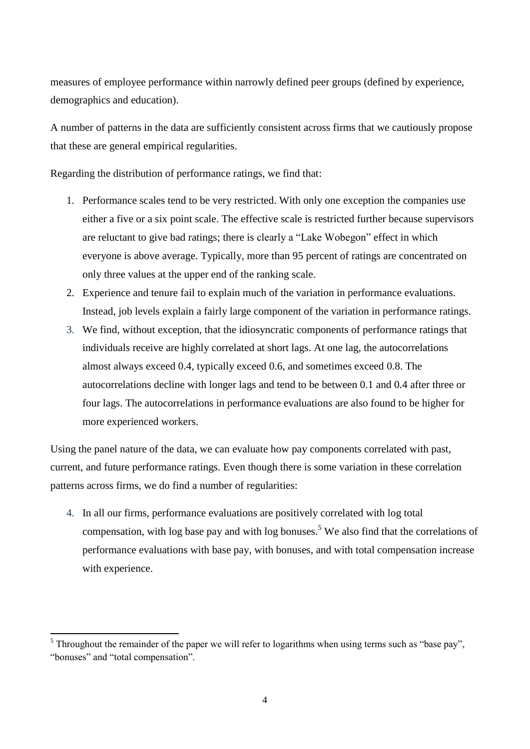measures of employee performance within narrowly defined peer groups (defined by experience, demographics and education).

A number of patterns in the data are sufficiently consistent across firms that we cautiously propose that these are general empirical regularities.

Regarding the distribution of performance ratings, we find that:

1. Performance scales tend to be very restricted. With only one exception the companies use either a five or a six point scale. The effective scale is restricted further because supervisors are reluctant to give bad ratings; there is clearly a "Lake Wobegon" effect in which everyone is above average. Typically, more than 95 percent of ratings are concentrated on only three values at the upper end of the ranking scale.
2. Experience and tenure fail to explain much of the variation in performance evaluations. Instead, job levels explain a fairly large component of the variation in performance ratings.
3. We find, without exception, that the idiosyncratic components of performance ratings that individuals receive are highly correlated at short lags. At one lag, the autocorrelations almost always exceed 0.4, typically exceed 0.6, and sometimes exceed 0.8. The autocorrelations decline with longer lags and tend to be between 0.1 and 0.4 after three or four lags. The autocorrelations in performance evaluations are also found to be higher for more experienced workers.

Using the panel nature of the data, we can evaluate how pay components correlated with past, current, and future performance ratings. Even though there is some variation in these correlation patterns across firms, we do find a number of regularities:

4. In all our firms, performance evaluations are positively correlated with log total compensation, with log base pay and with log bonuses.[5] We also find that the correlations of performance evaluations with base pay, with bonuses, and with total compensation increase with experience.

[5] Throughout the remainder of the paper we will refer to logarithms when using terms such as "base pay", "bonuses" and "total compensation".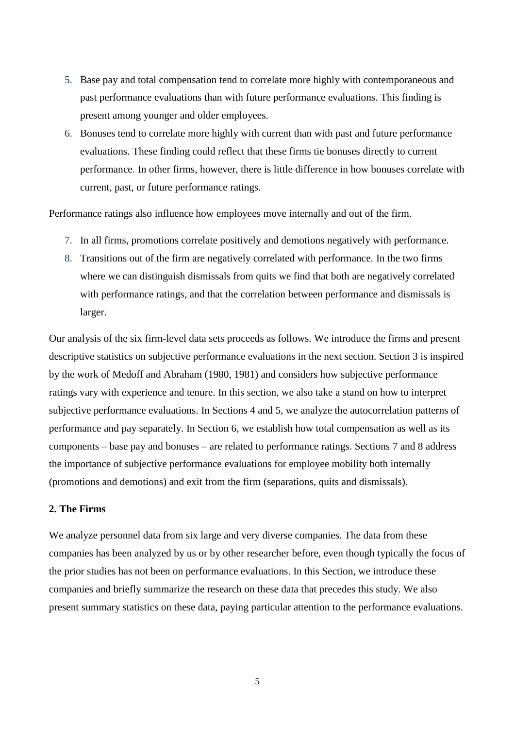5. Base pay and total compensation tend to correlate more highly with contemporaneous and past performance evaluations than with future performance evaluations. This finding is present among younger and older employees.
6. Bonuses tend to correlate more highly with current than with past and future performance evaluations. These finding could reflect that these firms tie bonuses directly to current performance. In other firms, however, there is little difference in how bonuses correlate with current, past, or future performance ratings.

Performance ratings also influence how employees move internally and out of the firm.

7. In all firms, promotions correlate positively and demotions negatively with performance.
8. Transitions out of the firm are negatively correlated with performance. In the two firms where we can distinguish dismissals from quits we find that both are negatively correlated with performance ratings, and that the correlation between performance and dismissals is larger.

Our analysis of the six firm-level data sets proceeds as follows. We introduce the firms and present descriptive statistics on subjective performance evaluations in the next section. Section 3 is inspired by the work of Medoff and Abraham (1980, 1981) and considers how subjective performance ratings vary with experience and tenure. In this section, we also take a stand on how to interpret subjective performance evaluations. In Sections 4 and 5, we analyze the autocorrelation patterns of performance and pay separately. In Section 6, we establish how total compensation as well as its components – base pay and bonuses – are related to performance ratings. Sections 7 and 8 address the importance of subjective performance evaluations for employee mobility both internally (promotions and demotions) and exit from the firm (separations, quits and dismissals).

## 2. The Firms

We analyze personnel data from six large and very diverse companies. The data from these companies has been analyzed by us or by other researcher before, even though typically the focus of the prior studies has not been on performance evaluations. In this Section, we introduce these companies and briefly summarize the research on these data that precedes this study. We also present summary statistics on these data, paying particular attention to the performance evaluations.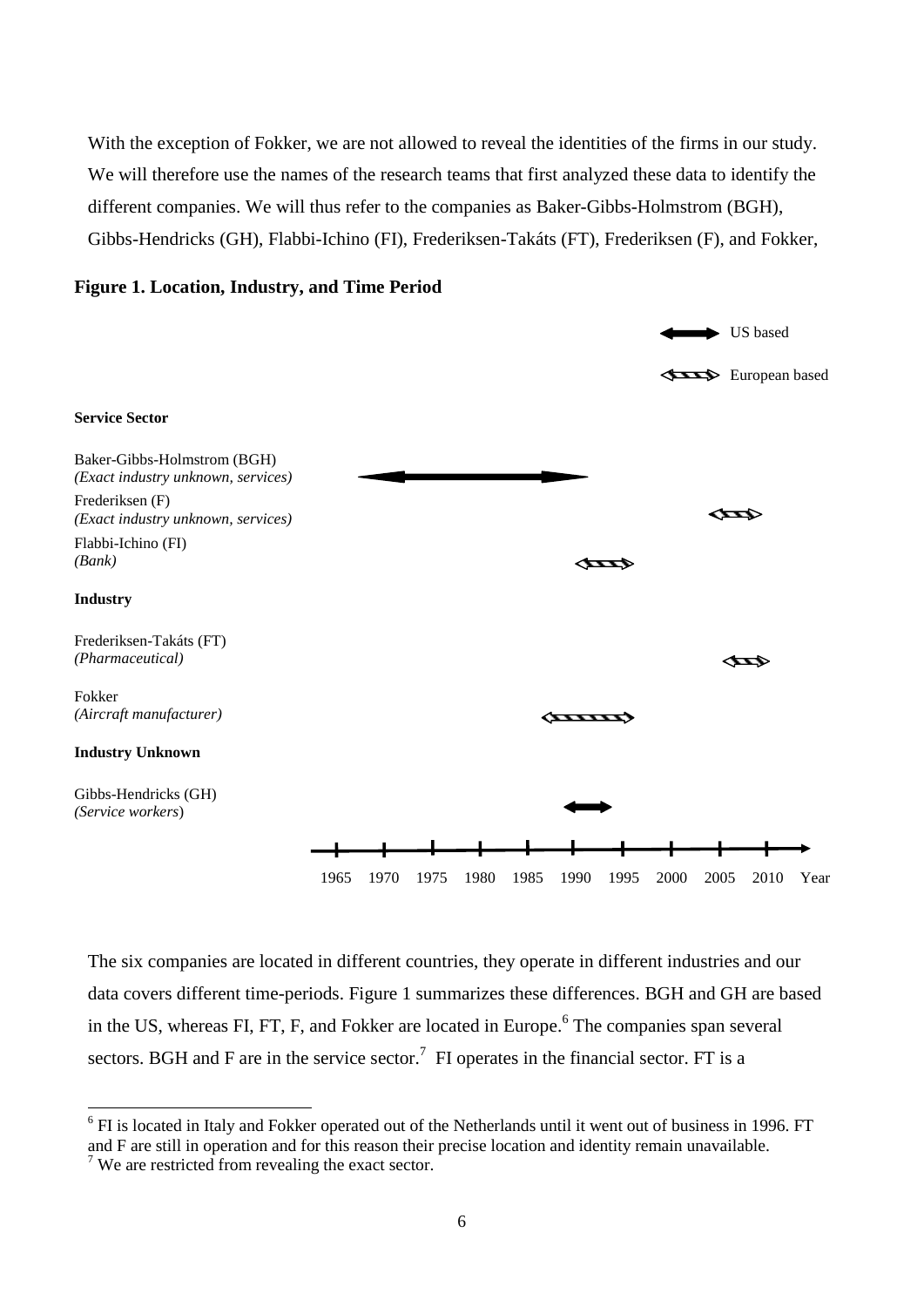With the exception of Fokker, we are not allowed to reveal the identities of the firms in our study. We will therefore use the names of the research teams that first analyzed these data to identify the different companies. We will thus refer to the companies as Baker-Gibbs-Holmstrom (BGH), Gibbs-Hendricks (GH), Flabbi-Ichino (FI), Frederiksen-Takáts (FT), Frederiksen (F), and Fokker,

**Figure 1. Location, Industry, and Time Period**

US based

European based

**Service Sector**

Baker-Gibbs-Holmstrom (BGH)
*(Exact industry unknown, services)*

Frederiksen (F)
*(Exact industry unknown, services)*

Flabbi-Ichino (FI)
*(Bank)*

**Industry**

Frederiksen-Takáts (FT)
*(Pharmaceutical)*

Fokker
*(Aircraft manufacturer)*

**Industry Unknown**

Gibbs-Hendricks (GH)
*(Service workers)*

1965 1970 1975 1980 1985 1990 1995 2000 2005 2010 Year

The six companies are located in different countries, they operate in different industries and our data covers different time-periods. Figure 1 summarizes these differences. BGH and GH are based in the US, whereas FI, FT, F, and Fokker are located in Europe.[6] The companies span several sectors. BGH and F are in the service sector.[7] FI operates in the financial sector. FT is a

[6] FI is located in Italy and Fokker operated out of the Netherlands until it went out of business in 1996. FT and F are still in operation and for this reason their precise location and identity remain unavailable.

[7] We are restricted from revealing the exact sector.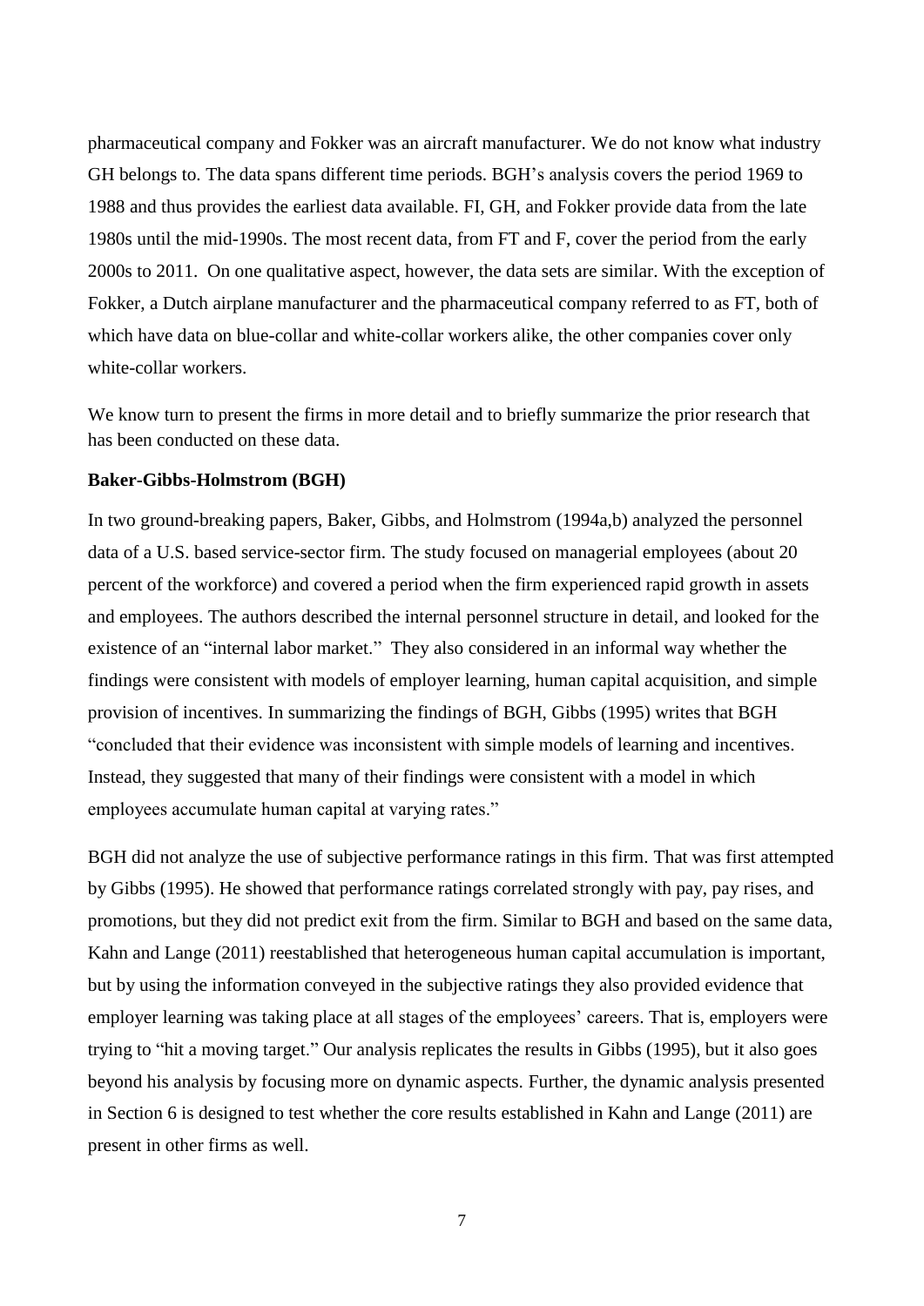pharmaceutical company and Fokker was an aircraft manufacturer. We do not know what industry GH belongs to. The data spans different time periods. BGH's analysis covers the period 1969 to 1988 and thus provides the earliest data available. FI, GH, and Fokker provide data from the late 1980s until the mid-1990s. The most recent data, from FT and F, cover the period from the early 2000s to 2011. On one qualitative aspect, however, the data sets are similar. With the exception of Fokker, a Dutch airplane manufacturer and the pharmaceutical company referred to as FT, both of which have data on blue-collar and white-collar workers alike, the other companies cover only white-collar workers.

We know turn to present the firms in more detail and to briefly summarize the prior research that has been conducted on these data.

**Baker-Gibbs-Holmstrom (BGH)**

In two ground-breaking papers, Baker, Gibbs, and Holmstrom (1994a,b) analyzed the personnel data of a U.S. based service-sector firm. The study focused on managerial employees (about 20 percent of the workforce) and covered a period when the firm experienced rapid growth in assets and employees. The authors described the internal personnel structure in detail, and looked for the existence of an "internal labor market." They also considered in an informal way whether the findings were consistent with models of employer learning, human capital acquisition, and simple provision of incentives. In summarizing the findings of BGH, Gibbs (1995) writes that BGH "concluded that their evidence was inconsistent with simple models of learning and incentives. Instead, they suggested that many of their findings were consistent with a model in which employees accumulate human capital at varying rates."

BGH did not analyze the use of subjective performance ratings in this firm. That was first attempted by Gibbs (1995). He showed that performance ratings correlated strongly with pay, pay rises, and promotions, but they did not predict exit from the firm. Similar to BGH and based on the same data, Kahn and Lange (2011) reestablished that heterogeneous human capital accumulation is important, but by using the information conveyed in the subjective ratings they also provided evidence that employer learning was taking place at all stages of the employees' careers. That is, employers were trying to "hit a moving target." Our analysis replicates the results in Gibbs (1995), but it also goes beyond his analysis by focusing more on dynamic aspects. Further, the dynamic analysis presented in Section 6 is designed to test whether the core results established in Kahn and Lange (2011) are present in other firms as well.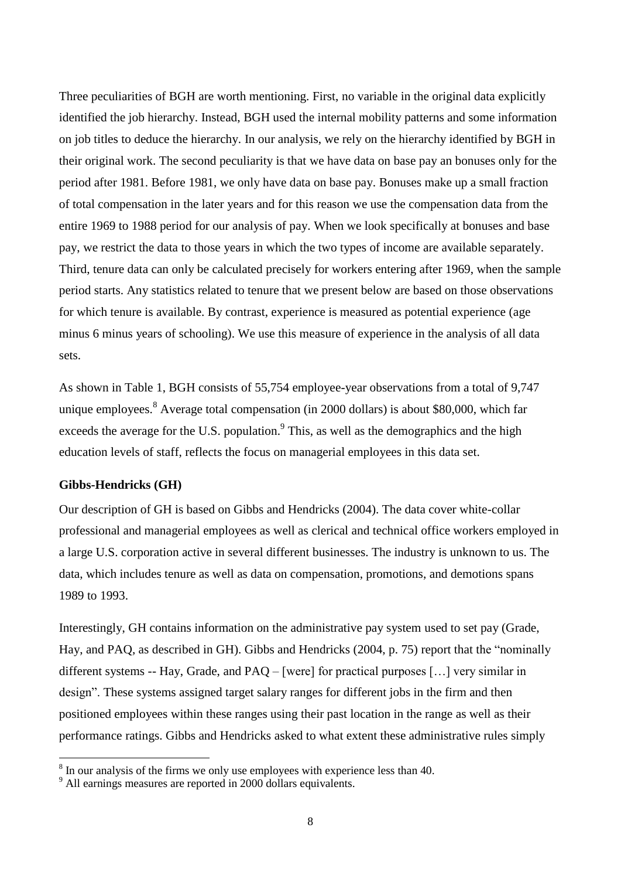Three peculiarities of BGH are worth mentioning. First, no variable in the original data explicitly identified the job hierarchy. Instead, BGH used the internal mobility patterns and some information on job titles to deduce the hierarchy. In our analysis, we rely on the hierarchy identified by BGH in their original work. The second peculiarity is that we have data on base pay an bonuses only for the period after 1981. Before 1981, we only have data on base pay. Bonuses make up a small fraction of total compensation in the later years and for this reason we use the compensation data from the entire 1969 to 1988 period for our analysis of pay. When we look specifically at bonuses and base pay, we restrict the data to those years in which the two types of income are available separately. Third, tenure data can only be calculated precisely for workers entering after 1969, when the sample period starts. Any statistics related to tenure that we present below are based on those observations for which tenure is available. By contrast, experience is measured as potential experience (age minus 6 minus years of schooling). We use this measure of experience in the analysis of all data sets.

As shown in Table 1, BGH consists of 55,754 employee-year observations from a total of 9,747 unique employees.[8] Average total compensation (in 2000 dollars) is about $80,000, which far exceeds the average for the U.S. population.[9] This, as well as the demographics and the high education levels of staff, reflects the focus on managerial employees in this data set.

**Gibbs-Hendricks (GH)**

Our description of GH is based on Gibbs and Hendricks (2004). The data cover white-collar professional and managerial employees as well as clerical and technical office workers employed in a large U.S. corporation active in several different businesses. The industry is unknown to us. The data, which includes tenure as well as data on compensation, promotions, and demotions spans 1989 to 1993.

Interestingly, GH contains information on the administrative pay system used to set pay (Grade, Hay, and PAQ, as described in GH). Gibbs and Hendricks (2004, p. 75) report that the "nominally different systems -- Hay, Grade, and PAQ – [were] for practical purposes […] very similar in design". These systems assigned target salary ranges for different jobs in the firm and then positioned employees within these ranges using their past location in the range as well as their performance ratings. Gibbs and Hendricks asked to what extent these administrative rules simply

[8] In our analysis of the firms we only use employees with experience less than 40.

[9] All earnings measures are reported in 2000 dollars equivalents.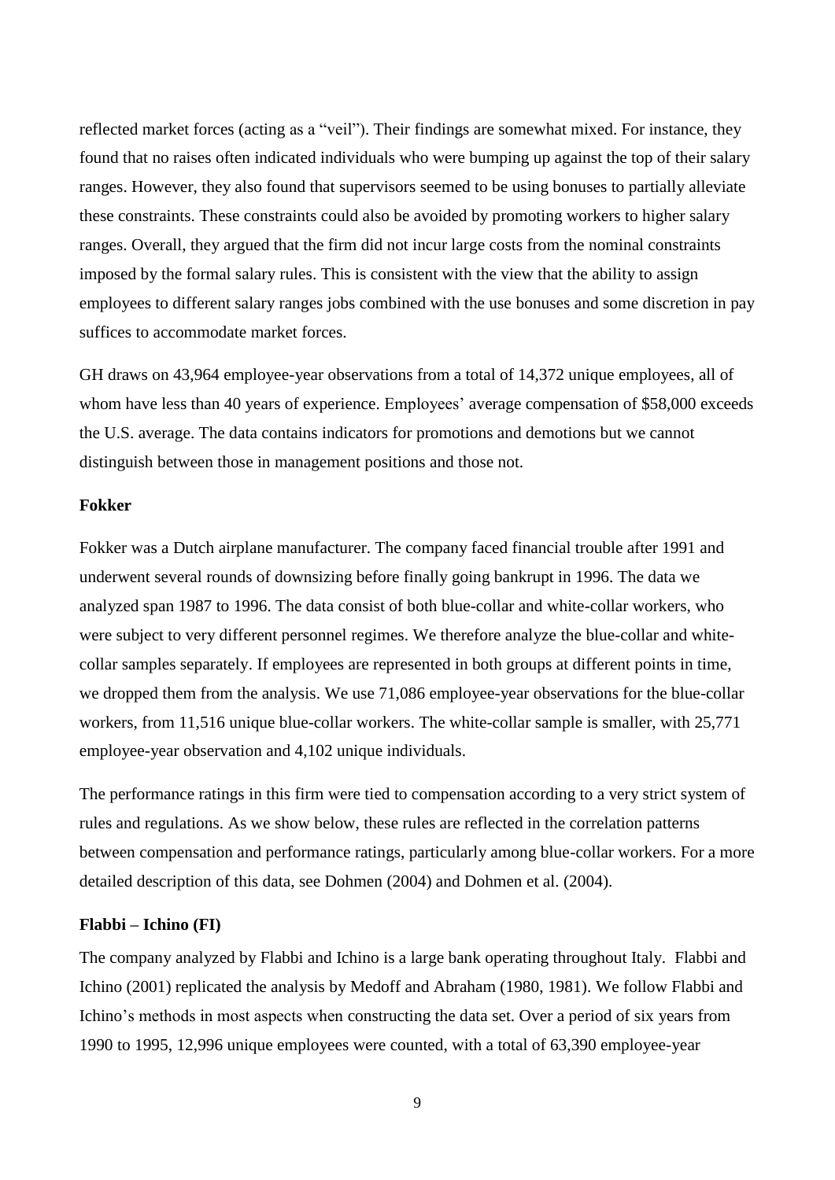reflected market forces (acting as a "veil"). Their findings are somewhat mixed. For instance, they found that no raises often indicated individuals who were bumping up against the top of their salary ranges. However, they also found that supervisors seemed to be using bonuses to partially alleviate these constraints. These constraints could also be avoided by promoting workers to higher salary ranges. Overall, they argued that the firm did not incur large costs from the nominal constraints imposed by the formal salary rules. This is consistent with the view that the ability to assign employees to different salary ranges jobs combined with the use bonuses and some discretion in pay suffices to accommodate market forces.

GH draws on 43,964 employee-year observations from a total of 14,372 unique employees, all of whom have less than 40 years of experience. Employees' average compensation of $58,000 exceeds the U.S. average. The data contains indicators for promotions and demotions but we cannot distinguish between those in management positions and those not.

**Fokker**

Fokker was a Dutch airplane manufacturer. The company faced financial trouble after 1991 and underwent several rounds of downsizing before finally going bankrupt in 1996. The data we analyzed span 1987 to 1996. The data consist of both blue-collar and white-collar workers, who were subject to very different personnel regimes. We therefore analyze the blue-collar and white-collar samples separately. If employees are represented in both groups at different points in time, we dropped them from the analysis. We use 71,086 employee-year observations for the blue-collar workers, from 11,516 unique blue-collar workers. The white-collar sample is smaller, with 25,771 employee-year observation and 4,102 unique individuals.

The performance ratings in this firm were tied to compensation according to a very strict system of rules and regulations. As we show below, these rules are reflected in the correlation patterns between compensation and performance ratings, particularly among blue-collar workers. For a more detailed description of this data, see Dohmen (2004) and Dohmen et al. (2004).

**Flabbi – Ichino (FI)**

The company analyzed by Flabbi and Ichino is a large bank operating throughout Italy. Flabbi and Ichino (2001) replicated the analysis by Medoff and Abraham (1980, 1981). We follow Flabbi and Ichino's methods in most aspects when constructing the data set. Over a period of six years from 1990 to 1995, 12,996 unique employees were counted, with a total of 63,390 employee-year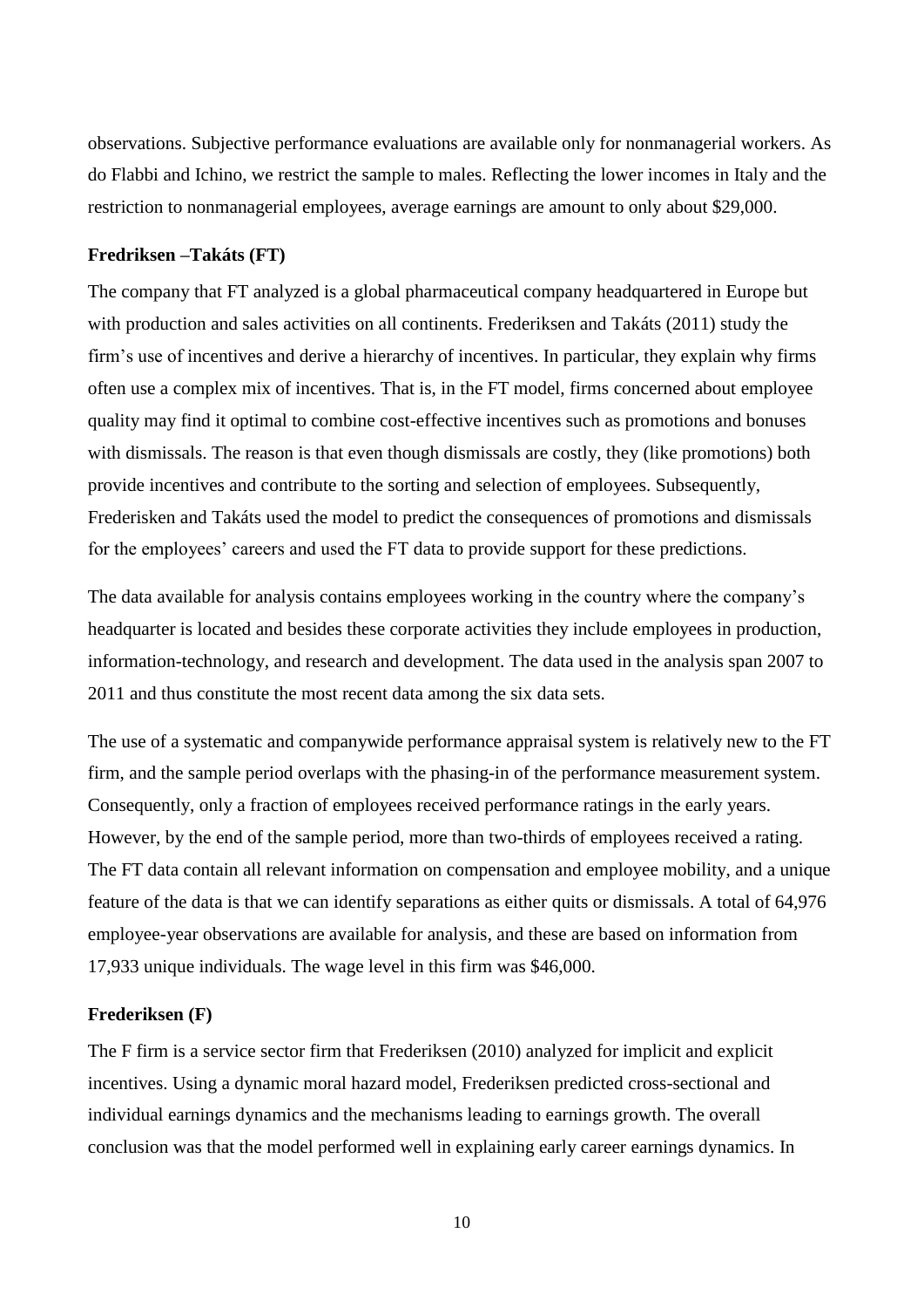observations. Subjective performance evaluations are available only for nonmanagerial workers. As do Flabbi and Ichino, we restrict the sample to males. Reflecting the lower incomes in Italy and the restriction to nonmanagerial employees, average earnings are amount to only about $29,000.

### Fredriksen –Takáts (FT)

The company that FT analyzed is a global pharmaceutical company headquartered in Europe but with production and sales activities on all continents. Frederiksen and Takáts (2011) study the firm's use of incentives and derive a hierarchy of incentives. In particular, they explain why firms often use a complex mix of incentives. That is, in the FT model, firms concerned about employee quality may find it optimal to combine cost-effective incentives such as promotions and bonuses with dismissals. The reason is that even though dismissals are costly, they (like promotions) both provide incentives and contribute to the sorting and selection of employees. Subsequently, Frederisken and Takáts used the model to predict the consequences of promotions and dismissals for the employees' careers and used the FT data to provide support for these predictions.

The data available for analysis contains employees working in the country where the company's headquarter is located and besides these corporate activities they include employees in production, information-technology, and research and development. The data used in the analysis span 2007 to 2011 and thus constitute the most recent data among the six data sets.

The use of a systematic and companywide performance appraisal system is relatively new to the FT firm, and the sample period overlaps with the phasing-in of the performance measurement system. Consequently, only a fraction of employees received performance ratings in the early years. However, by the end of the sample period, more than two-thirds of employees received a rating. The FT data contain all relevant information on compensation and employee mobility, and a unique feature of the data is that we can identify separations as either quits or dismissals. A total of 64,976 employee-year observations are available for analysis, and these are based on information from 17,933 unique individuals. The wage level in this firm was $46,000.

### Frederiksen (F)

The F firm is a service sector firm that Frederiksen (2010) analyzed for implicit and explicit incentives. Using a dynamic moral hazard model, Frederiksen predicted cross-sectional and individual earnings dynamics and the mechanisms leading to earnings growth. The overall conclusion was that the model performed well in explaining early career earnings dynamics. In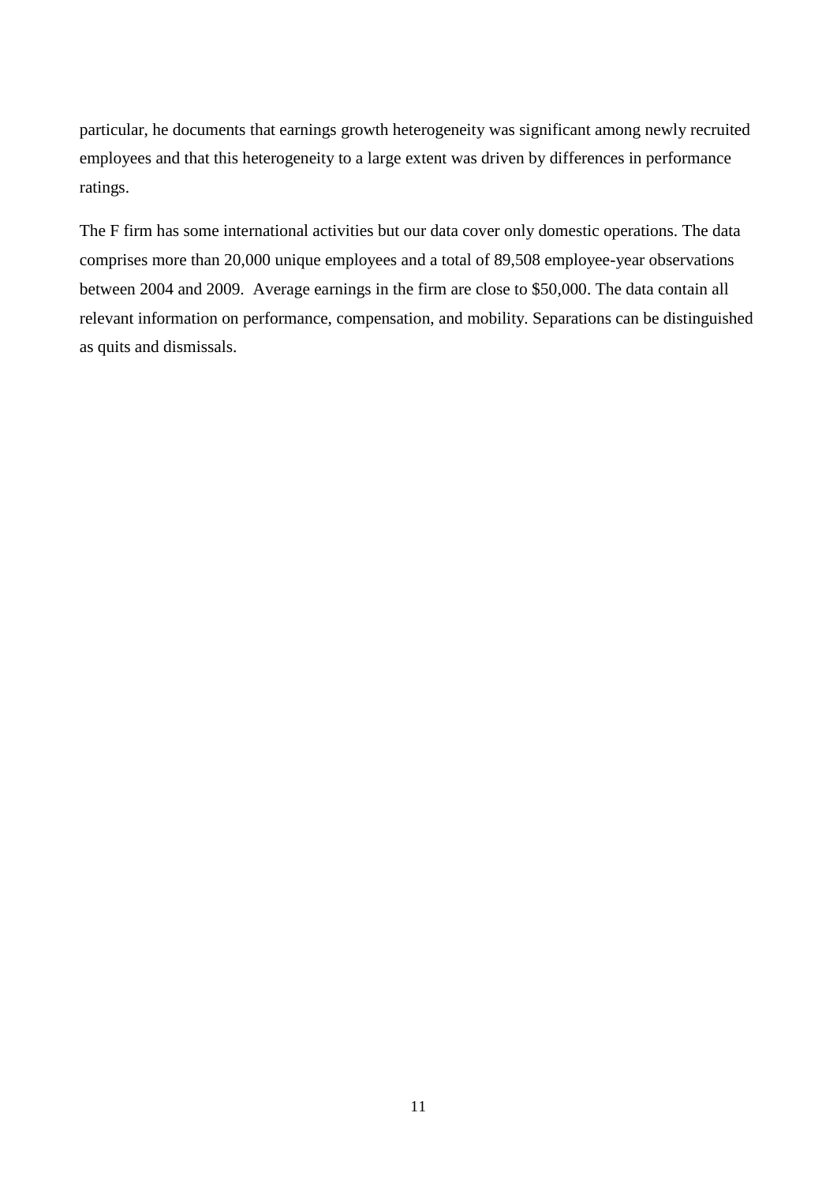particular, he documents that earnings growth heterogeneity was significant among newly recruited employees and that this heterogeneity to a large extent was driven by differences in performance ratings.

The F firm has some international activities but our data cover only domestic operations. The data comprises more than 20,000 unique employees and a total of 89,508 employee-year observations between 2004 and 2009. Average earnings in the firm are close to $50,000. The data contain all relevant information on performance, compensation, and mobility. Separations can be distinguished as quits and dismissals.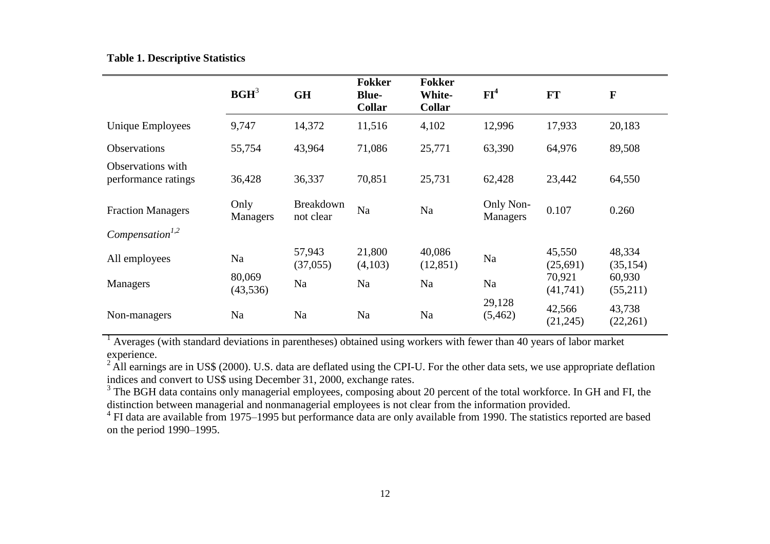**Table 1. Descriptive Statistics**

| | BGH[3] | GH | Fokker Blue-Collar | Fokker White-Collar | FI[4] | FT | F |
|---|---|---|---|---|---|---|---|
| Unique Employees | 9,747 | 14,372 | 11,516 | 4,102 | 12,996 | 17,933 | 20,183 |
| Observations | 55,754 | 43,964 | 71,086 | 25,771 | 63,390 | 64,976 | 89,508 |
| Observations with performance ratings | 36,428 | 36,337 | 70,851 | 25,731 | 62,428 | 23,442 | 64,550 |
| Fraction Managers | Only Managers | Breakdown not clear | Na | Na | Only Non-Managers | 0.107 | 0.260 |
| *Compensation*[1,2] | | | | | | | |
| All employees | Na | 57,943 (37,055) | 21,800 (4,103) | 40,086 (12,851) | Na | 45,550 (25,691) | 48,334 (35,154) |
| Managers | 80,069 (43,536) | Na | Na | Na | Na | 70,921 (41,741) | 60,930 (55,211) |
| Non-managers | Na | Na | Na | Na | 29,128 (5,462) | 42,566 (21,245) | 43,738 (22,261) |

[1] Averages (with standard deviations in parentheses) obtained using workers with fewer than 40 years of labor market experience.
[2] All earnings are in US$ (2000). U.S. data are deflated using the CPI-U. For the other data sets, we use appropriate deflation indices and convert to US$ using December 31, 2000, exchange rates.
[3] The BGH data contains only managerial employees, composing about 20 percent of the total workforce. In GH and FI, the distinction between managerial and nonmanagerial employees is not clear from the information provided.
[4] FI data are available from 1975–1995 but performance data are only available from 1990. The statistics reported are based on the period 1990–1995.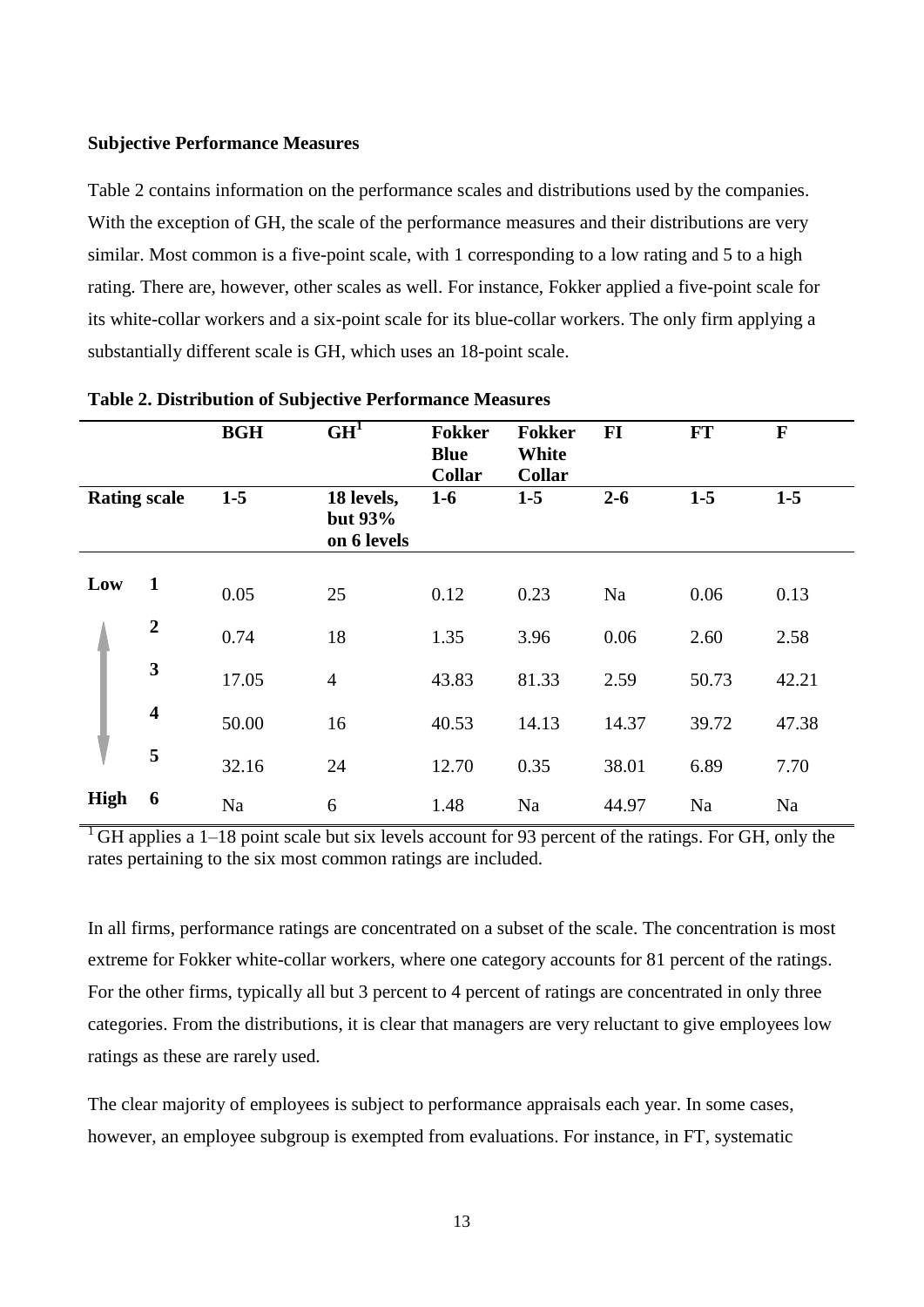**Subjective Performance Measures**

Table 2 contains information on the performance scales and distributions used by the companies. With the exception of GH, the scale of the performance measures and their distributions are very similar. Most common is a five-point scale, with 1 corresponding to a low rating and 5 to a high rating. There are, however, other scales as well. For instance, Fokker applied a five-point scale for its white-collar workers and a six-point scale for its blue-collar workers. The only firm applying a substantially different scale is GH, which uses an 18-point scale.

**Table 2. Distribution of Subjective Performance Measures**

| | | BGH | GH[1] | Fokker Blue Collar | Fokker White Collar | FI | FT | F |
|---|---|---|---|---|---|---|---|---|
| **Rating scale** | | **1-5** | **18 levels, but 93% on 6 levels** | **1-6** | **1-5** | **2-6** | **1-5** | **1-5** |
| **Low** | **1** | 0.05 | 25 | 0.12 | 0.23 | Na | 0.06 | 0.13 |
| | **2** | 0.74 | 18 | 1.35 | 3.96 | 0.06 | 2.60 | 2.58 |
| | **3** | 17.05 | 4 | 43.83 | 81.33 | 2.59 | 50.73 | 42.21 |
| | **4** | 50.00 | 16 | 40.53 | 14.13 | 14.37 | 39.72 | 47.38 |
| | **5** | 32.16 | 24 | 12.70 | 0.35 | 38.01 | 6.89 | 7.70 |
| **High** | **6** | Na | 6 | 1.48 | Na | 44.97 | Na | Na |

[1] GH applies a 1–18 point scale but six levels account for 93 percent of the ratings. For GH, only the rates pertaining to the six most common ratings are included.

In all firms, performance ratings are concentrated on a subset of the scale. The concentration is most extreme for Fokker white-collar workers, where one category accounts for 81 percent of the ratings. For the other firms, typically all but 3 percent to 4 percent of ratings are concentrated in only three categories. From the distributions, it is clear that managers are very reluctant to give employees low ratings as these are rarely used.

The clear majority of employees is subject to performance appraisals each year. In some cases, however, an employee subgroup is exempted from evaluations. For instance, in FT, systematic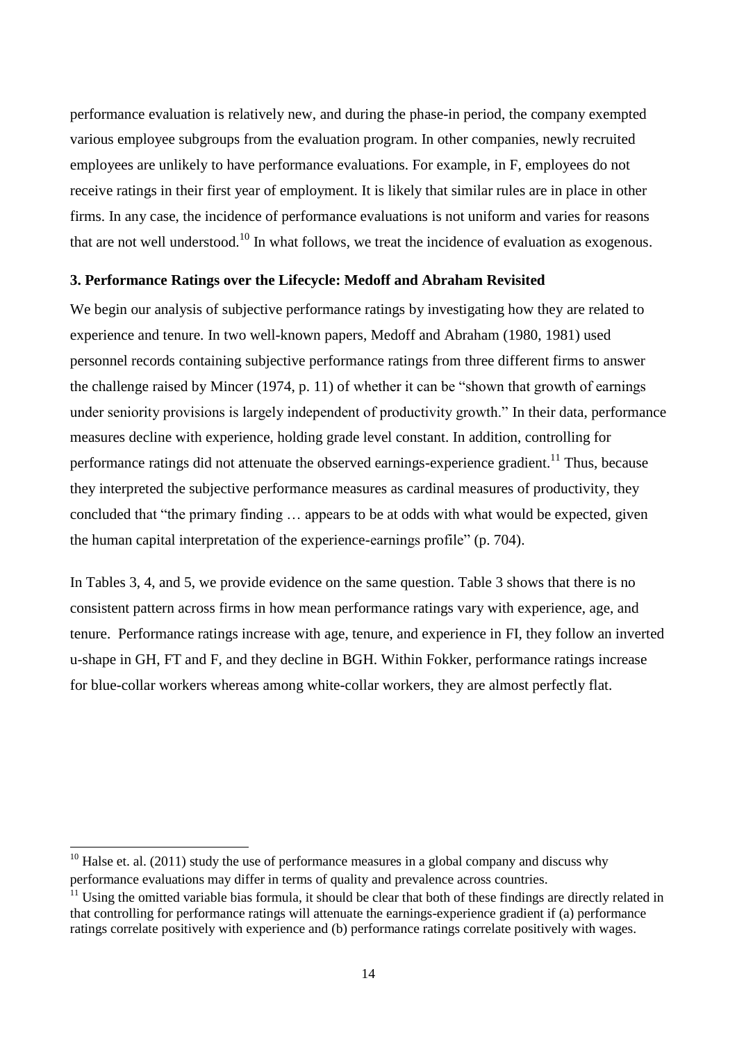performance evaluation is relatively new, and during the phase-in period, the company exempted various employee subgroups from the evaluation program. In other companies, newly recruited employees are unlikely to have performance evaluations. For example, in F, employees do not receive ratings in their first year of employment. It is likely that similar rules are in place in other firms. In any case, the incidence of performance evaluations is not uniform and varies for reasons that are not well understood.[10] In what follows, we treat the incidence of evaluation as exogenous.

### 3. Performance Ratings over the Lifecycle: Medoff and Abraham Revisited

We begin our analysis of subjective performance ratings by investigating how they are related to experience and tenure. In two well-known papers, Medoff and Abraham (1980, 1981) used personnel records containing subjective performance ratings from three different firms to answer the challenge raised by Mincer (1974, p. 11) of whether it can be "shown that growth of earnings under seniority provisions is largely independent of productivity growth." In their data, performance measures decline with experience, holding grade level constant. In addition, controlling for performance ratings did not attenuate the observed earnings-experience gradient.[11] Thus, because they interpreted the subjective performance measures as cardinal measures of productivity, they concluded that "the primary finding … appears to be at odds with what would be expected, given the human capital interpretation of the experience-earnings profile" (p. 704).

In Tables 3, 4, and 5, we provide evidence on the same question. Table 3 shows that there is no consistent pattern across firms in how mean performance ratings vary with experience, age, and tenure. Performance ratings increase with age, tenure, and experience in FI, they follow an inverted u-shape in GH, FT and F, and they decline in BGH. Within Fokker, performance ratings increase for blue-collar workers whereas among white-collar workers, they are almost perfectly flat.

---

[10] Halse et. al. (2011) study the use of performance measures in a global company and discuss why performance evaluations may differ in terms of quality and prevalence across countries.

[11] Using the omitted variable bias formula, it should be clear that both of these findings are directly related in that controlling for performance ratings will attenuate the earnings-experience gradient if (a) performance ratings correlate positively with experience and (b) performance ratings correlate positively with wages.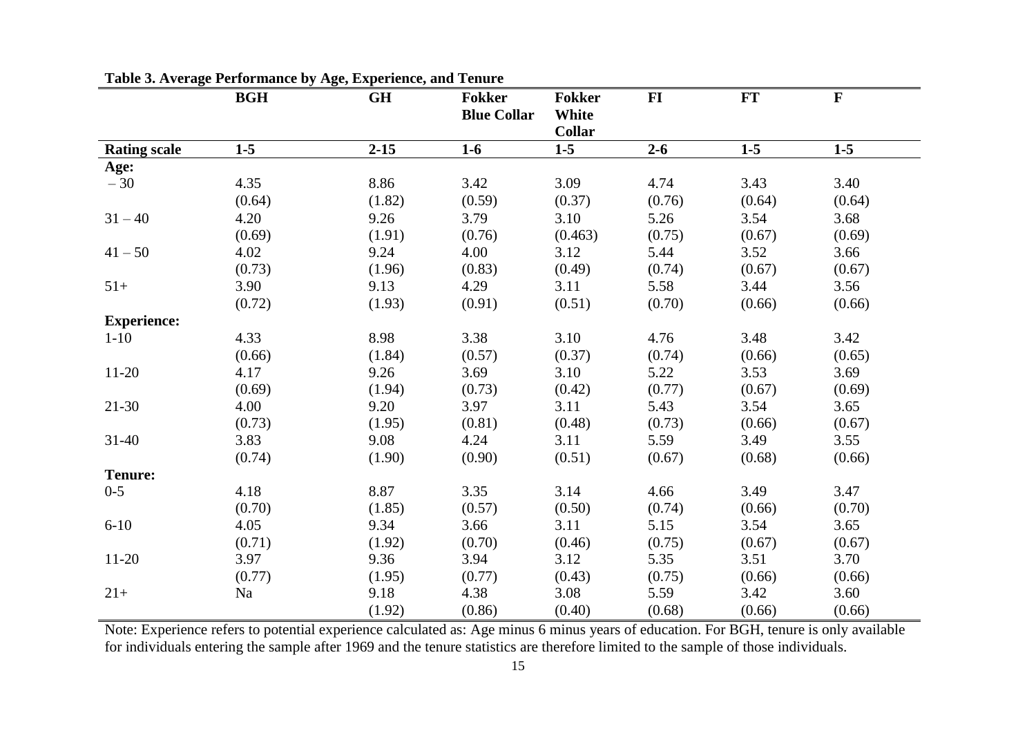**Table 3. Average Performance by Age, Experience, and Tenure**

| | BGH | GH | Fokker Blue Collar | Fokker White Collar | FI | FT | F |
|---|---|---|---|---|---|---|---|
| **Rating scale** | **1-5** | **2-15** | **1-6** | **1-5** | **2-6** | **1-5** | **1-5** |
| **Age:** | | | | | | | |
| – 30 | 4.35 | 8.86 | 3.42 | 3.09 | 4.74 | 3.43 | 3.40 |
| | (0.64) | (1.82) | (0.59) | (0.37) | (0.76) | (0.64) | (0.64) |
| 31 – 40 | 4.20 | 9.26 | 3.79 | 3.10 | 5.26 | 3.54 | 3.68 |
| | (0.69) | (1.91) | (0.76) | (0.463) | (0.75) | (0.67) | (0.69) |
| 41 – 50 | 4.02 | 9.24 | 4.00 | 3.12 | 5.44 | 3.52 | 3.66 |
| | (0.73) | (1.96) | (0.83) | (0.49) | (0.74) | (0.67) | (0.67) |
| 51+ | 3.90 | 9.13 | 4.29 | 3.11 | 5.58 | 3.44 | 3.56 |
| | (0.72) | (1.93) | (0.91) | (0.51) | (0.70) | (0.66) | (0.66) |
| **Experience:** | | | | | | | |
| 1-10 | 4.33 | 8.98 | 3.38 | 3.10 | 4.76 | 3.48 | 3.42 |
| | (0.66) | (1.84) | (0.57) | (0.37) | (0.74) | (0.66) | (0.65) |
| 11-20 | 4.17 | 9.26 | 3.69 | 3.10 | 5.22 | 3.53 | 3.69 |
| | (0.69) | (1.94) | (0.73) | (0.42) | (0.77) | (0.67) | (0.69) |
| 21-30 | 4.00 | 9.20 | 3.97 | 3.11 | 5.43 | 3.54 | 3.65 |
| | (0.73) | (1.95) | (0.81) | (0.48) | (0.73) | (0.66) | (0.67) |
| 31-40 | 3.83 | 9.08 | 4.24 | 3.11 | 5.59 | 3.49 | 3.55 |
| | (0.74) | (1.90) | (0.90) | (0.51) | (0.67) | (0.68) | (0.66) |
| **Tenure:** | | | | | | | |
| 0-5 | 4.18 | 8.87 | 3.35 | 3.14 | 4.66 | 3.49 | 3.47 |
| | (0.70) | (1.85) | (0.57) | (0.50) | (0.74) | (0.66) | (0.70) |
| 6-10 | 4.05 | 9.34 | 3.66 | 3.11 | 5.15 | 3.54 | 3.65 |
| | (0.71) | (1.92) | (0.70) | (0.46) | (0.75) | (0.67) | (0.67) |
| 11-20 | 3.97 | 9.36 | 3.94 | 3.12 | 5.35 | 3.51 | 3.70 |
| | (0.77) | (1.95) | (0.77) | (0.43) | (0.75) | (0.66) | (0.66) |
| 21+ | Na | 9.18 | 4.38 | 3.08 | 5.59 | 3.42 | 3.60 |
| | | (1.92) | (0.86) | (0.40) | (0.68) | (0.66) | (0.66) |

Note: Experience refers to potential experience calculated as: Age minus 6 minus years of education. For BGH, tenure is only available for individuals entering the sample after 1969 and the tenure statistics are therefore limited to the sample of those individuals.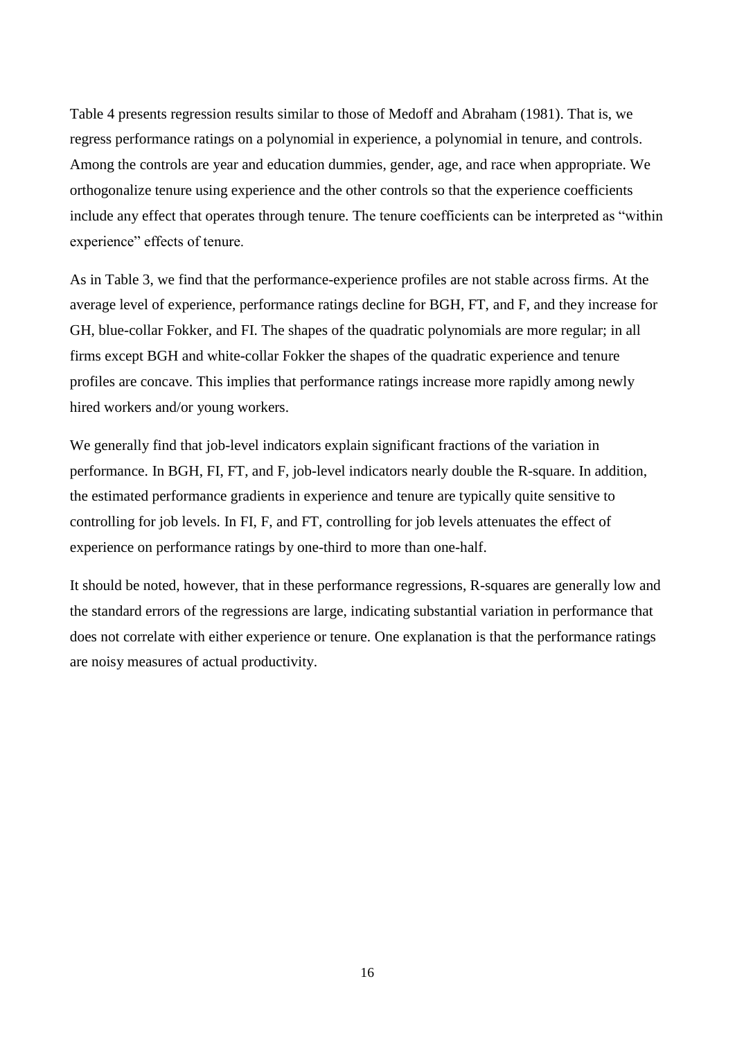Table 4 presents regression results similar to those of Medoff and Abraham (1981). That is, we regress performance ratings on a polynomial in experience, a polynomial in tenure, and controls. Among the controls are year and education dummies, gender, age, and race when appropriate. We orthogonalize tenure using experience and the other controls so that the experience coefficients include any effect that operates through tenure. The tenure coefficients can be interpreted as "within experience" effects of tenure.

As in Table 3, we find that the performance-experience profiles are not stable across firms. At the average level of experience, performance ratings decline for BGH, FT, and F, and they increase for GH, blue-collar Fokker, and FI. The shapes of the quadratic polynomials are more regular; in all firms except BGH and white-collar Fokker the shapes of the quadratic experience and tenure profiles are concave. This implies that performance ratings increase more rapidly among newly hired workers and/or young workers.

We generally find that job-level indicators explain significant fractions of the variation in performance. In BGH, FI, FT, and F, job-level indicators nearly double the R-square. In addition, the estimated performance gradients in experience and tenure are typically quite sensitive to controlling for job levels. In FI, F, and FT, controlling for job levels attenuates the effect of experience on performance ratings by one-third to more than one-half.

It should be noted, however, that in these performance regressions, R-squares are generally low and the standard errors of the regressions are large, indicating substantial variation in performance that does not correlate with either experience or tenure. One explanation is that the performance ratings are noisy measures of actual productivity.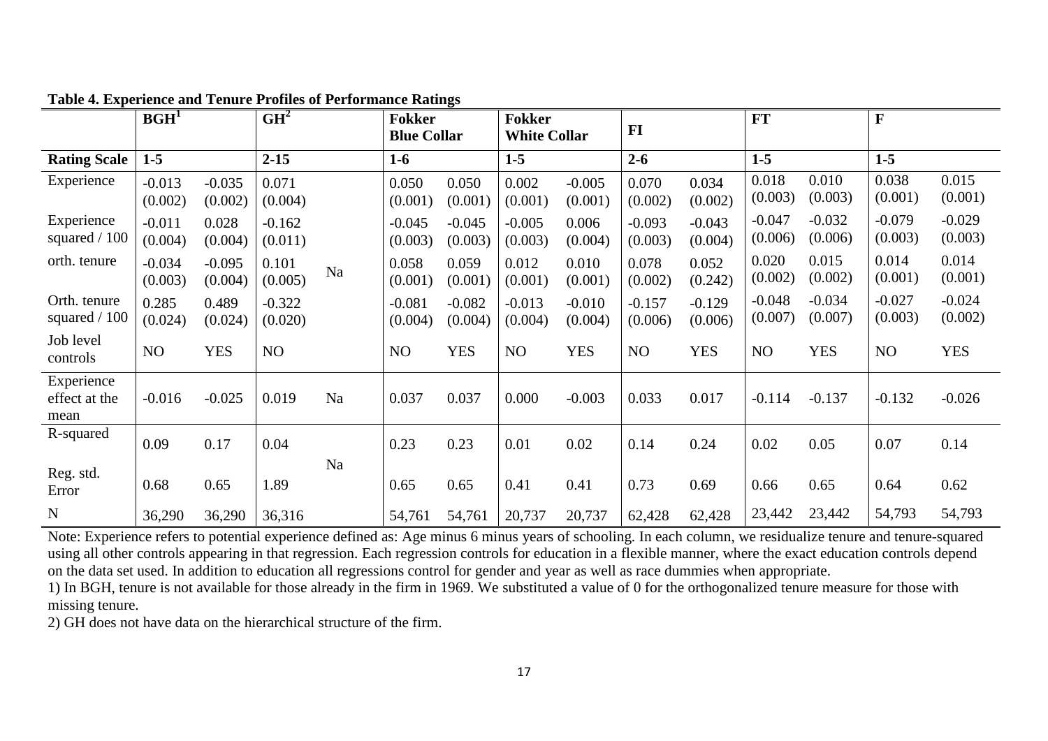**Table 4. Experience and Tenure Profiles of Performance Ratings**

| | BGH[1] | | GH[2] | | Fokker Blue Collar | | Fokker White Collar | | FI | | FT | | F | |
|---|---|---|---|---|---|---|---|---|---|---|---|---|---|---|
| **Rating Scale** | **1-5** | | **2-15** | | **1-6** | | **1-5** | | **2-6** | | **1-5** | | **1-5** | |
| Experience | -0.013 (0.002) | -0.035 (0.002) | 0.071 (0.004) | | 0.050 (0.001) | 0.050 (0.001) | 0.002 (0.001) | -0.005 (0.001) | 0.070 (0.002) | 0.034 (0.002) | 0.018 (0.003) | 0.010 (0.003) | 0.038 (0.001) | 0.015 (0.001) |
| Experience squared / 100 | -0.011 (0.004) | 0.028 (0.004) | -0.162 (0.011) | | -0.045 (0.003) | -0.045 (0.003) | -0.005 (0.003) | 0.006 (0.004) | -0.093 (0.003) | -0.043 (0.004) | -0.047 (0.006) | -0.032 (0.006) | -0.079 (0.003) | -0.029 (0.003) |
| orth. tenure | -0.034 (0.003) | -0.095 (0.004) | 0.101 (0.005) | Na | 0.058 (0.001) | 0.059 (0.001) | 0.012 (0.001) | 0.010 (0.001) | 0.078 (0.002) | 0.052 (0.242) | 0.020 (0.002) | 0.015 (0.002) | 0.014 (0.001) | 0.014 (0.001) |
| Orth. tenure squared / 100 | 0.285 (0.024) | 0.489 (0.024) | -0.322 (0.020) | | -0.081 (0.004) | -0.082 (0.004) | -0.013 (0.004) | -0.010 (0.004) | -0.157 (0.006) | -0.129 (0.006) | -0.048 (0.007) | -0.034 (0.007) | -0.027 (0.003) | -0.024 (0.002) |
| Job level controls | NO | YES | NO | | NO | YES | NO | YES | NO | YES | NO | YES | NO | YES |
| Experience effect at the mean | -0.016 | -0.025 | 0.019 | Na | 0.037 | 0.037 | 0.000 | -0.003 | 0.033 | 0.017 | -0.114 | -0.137 | -0.132 | -0.026 |
| R-squared | 0.09 | 0.17 | 0.04 | | 0.23 | 0.23 | 0.01 | 0.02 | 0.14 | 0.24 | 0.02 | 0.05 | 0.07 | 0.14 |
| Reg. std. Error | 0.68 | 0.65 | 1.89 | Na | 0.65 | 0.65 | 0.41 | 0.41 | 0.73 | 0.69 | 0.66 | 0.65 | 0.64 | 0.62 |
| N | 36,290 | 36,290 | 36,316 | | 54,761 | 54,761 | 20,737 | 20,737 | 62,428 | 62,428 | 23,442 | 23,442 | 54,793 | 54,793 |

Note: Experience refers to potential experience defined as: Age minus 6 minus years of schooling. In each column, we residualize tenure and tenure-squared using all other controls appearing in that regression. Each regression controls for education in a flexible manner, where the exact education controls depend on the data set used. In addition to education all regressions control for gender and year as well as race dummies when appropriate.

1) In BGH, tenure is not available for those already in the firm in 1969. We substituted a value of 0 for the orthogonalized tenure measure for those with missing tenure.

2) GH does not have data on the hierarchical structure of the firm.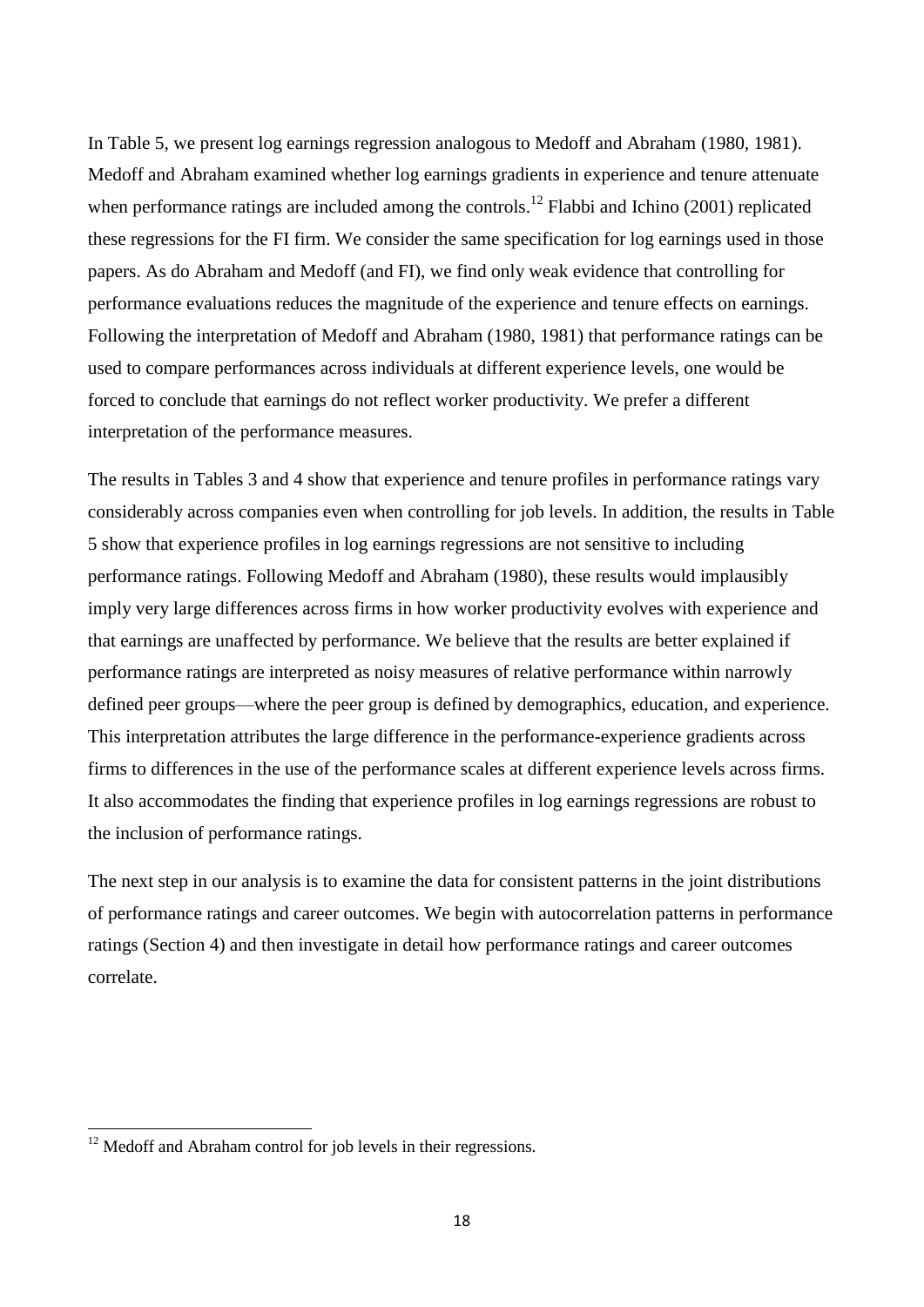In Table 5, we present log earnings regression analogous to Medoff and Abraham (1980, 1981). Medoff and Abraham examined whether log earnings gradients in experience and tenure attenuate when performance ratings are included among the controls.[12] Flabbi and Ichino (2001) replicated these regressions for the FI firm. We consider the same specification for log earnings used in those papers. As do Abraham and Medoff (and FI), we find only weak evidence that controlling for performance evaluations reduces the magnitude of the experience and tenure effects on earnings. Following the interpretation of Medoff and Abraham (1980, 1981) that performance ratings can be used to compare performances across individuals at different experience levels, one would be forced to conclude that earnings do not reflect worker productivity. We prefer a different interpretation of the performance measures.

The results in Tables 3 and 4 show that experience and tenure profiles in performance ratings vary considerably across companies even when controlling for job levels. In addition, the results in Table 5 show that experience profiles in log earnings regressions are not sensitive to including performance ratings. Following Medoff and Abraham (1980), these results would implausibly imply very large differences across firms in how worker productivity evolves with experience and that earnings are unaffected by performance. We believe that the results are better explained if performance ratings are interpreted as noisy measures of relative performance within narrowly defined peer groups—where the peer group is defined by demographics, education, and experience. This interpretation attributes the large difference in the performance-experience gradients across firms to differences in the use of the performance scales at different experience levels across firms. It also accommodates the finding that experience profiles in log earnings regressions are robust to the inclusion of performance ratings.

The next step in our analysis is to examine the data for consistent patterns in the joint distributions of performance ratings and career outcomes. We begin with autocorrelation patterns in performance ratings (Section 4) and then investigate in detail how performance ratings and career outcomes correlate.

[12] Medoff and Abraham control for job levels in their regressions.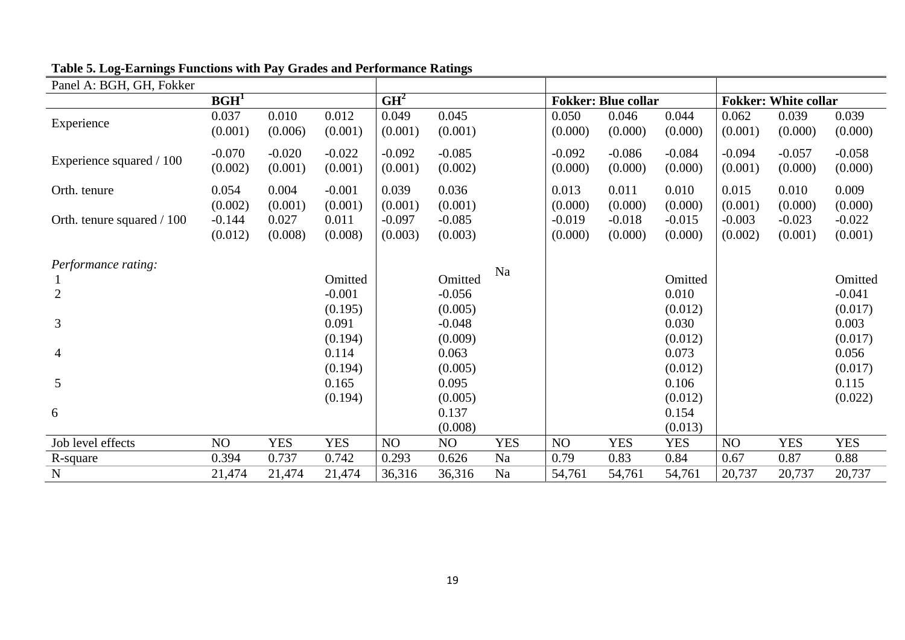**Table 5. Log-Earnings Functions with Pay Grades and Performance Ratings**

| Panel A: BGH, GH, Fokker | BGH[1] | | | GH[2] | | | Fokker: Blue collar | | | Fokker: White collar | | |
|---|---|---|---|---|---|---|---|---|---|---|---|---|
| Experience | 0.037 | 0.010 | 0.012 | 0.049 | 0.045 | | 0.050 | 0.046 | 0.044 | 0.062 | 0.039 | 0.039 |
| | (0.001) | (0.006) | (0.001) | (0.001) | (0.001) | | (0.000) | (0.000) | (0.000) | (0.001) | (0.000) | (0.000) |
| Experience squared / 100 | -0.070 | -0.020 | -0.022 | -0.092 | -0.085 | | -0.092 | -0.086 | -0.084 | -0.094 | -0.057 | -0.058 |
| | (0.002) | (0.001) | (0.001) | (0.001) | (0.002) | | (0.000) | (0.000) | (0.000) | (0.001) | (0.000) | (0.000) |
| Orth. tenure | 0.054 | 0.004 | -0.001 | 0.039 | 0.036 | | 0.013 | 0.011 | 0.010 | 0.015 | 0.010 | 0.009 |
| | (0.002) | (0.001) | (0.001) | (0.001) | (0.001) | | (0.000) | (0.000) | (0.000) | (0.001) | (0.000) | (0.000) |
| Orth. tenure squared / 100 | -0.144 | 0.027 | 0.011 | -0.097 | -0.085 | | -0.019 | -0.018 | -0.015 | -0.003 | -0.023 | -0.022 |
| | (0.012) | (0.008) | (0.008) | (0.003) | (0.003) | | (0.000) | (0.000) | (0.000) | (0.002) | (0.001) | (0.001) |
| *Performance rating:* | | | | | | Na | | | | | | |
| 1 | | | Omitted | | Omitted | | | | Omitted | | | Omitted |
| 2 | | | -0.001 | | -0.056 | | | | 0.010 | | | -0.041 |
| | | | (0.195) | | (0.005) | | | | (0.012) | | | (0.017) |
| 3 | | | 0.091 | | -0.048 | | | | 0.030 | | | 0.003 |
| | | | (0.194) | | (0.009) | | | | (0.012) | | | (0.017) |
| 4 | | | 0.114 | | 0.063 | | | | 0.073 | | | 0.056 |
| | | | (0.194) | | (0.005) | | | | (0.012) | | | (0.017) |
| 5 | | | 0.165 | | 0.095 | | | | 0.106 | | | 0.115 |
| | | | (0.194) | | (0.005) | | | | (0.012) | | | (0.022) |
| 6 | | | | | 0.137 | | | | 0.154 | | | |
| | | | | | (0.008) | | | | (0.013) | | | |
| Job level effects | NO | YES | YES | NO | NO | YES | NO | YES | YES | NO | YES | YES |
| R-square | 0.394 | 0.737 | 0.742 | 0.293 | 0.626 | Na | 0.79 | 0.83 | 0.84 | 0.67 | 0.87 | 0.88 |
| N | 21,474 | 21,474 | 21,474 | 36,316 | 36,316 | Na | 54,761 | 54,761 | 54,761 | 20,737 | 20,737 | 20,737 |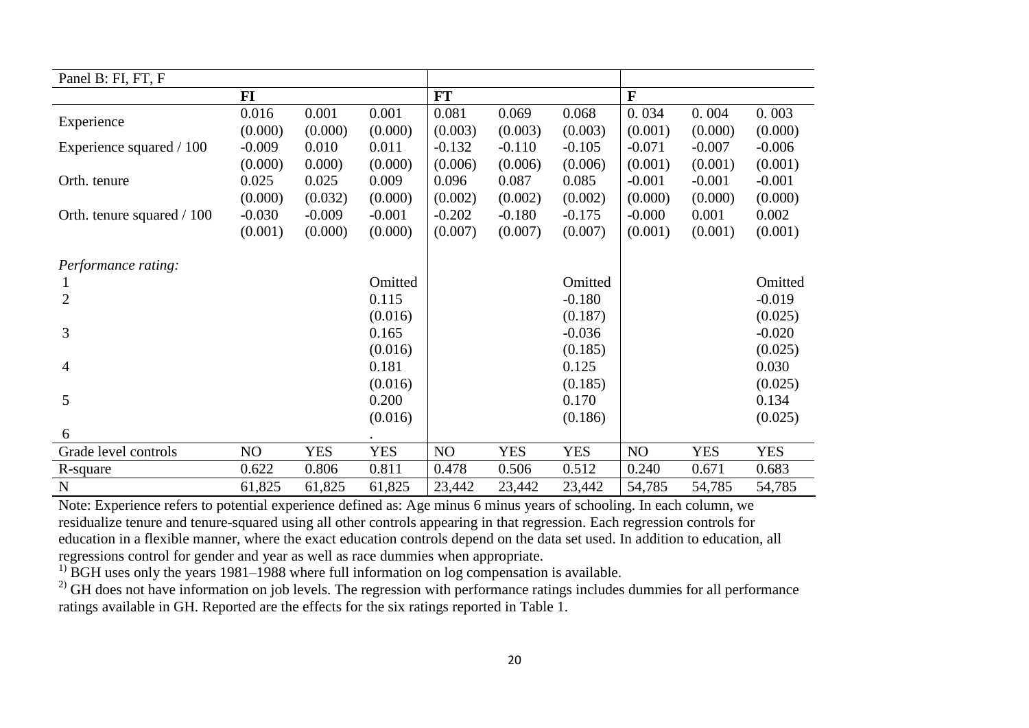| Panel B: FI, FT, F | | | | | | | | | |
|---|---|---|---|---|---|---|---|---|---|
| | **FI** | | | **FT** | | | **F** | | |
| Experience | 0.016 | 0.001 | 0.001 | 0.081 | 0.069 | 0.068 | 0. 034 | 0. 004 | 0. 003 |
| | (0.000) | (0.000) | (0.000) | (0.003) | (0.003) | (0.003) | (0.001) | (0.000) | (0.000) |
| Experience squared / 100 | -0.009 | 0.010 | 0.011 | -0.132 | -0.110 | -0.105 | -0.071 | -0.007 | -0.006 |
| | (0.000) | 0.000) | (0.000) | (0.006) | (0.006) | (0.006) | (0.001) | (0.001) | (0.001) |
| Orth. tenure | 0.025 | 0.025 | 0.009 | 0.096 | 0.087 | 0.085 | -0.001 | -0.001 | -0.001 |
| | (0.000) | (0.032) | (0.000) | (0.002) | (0.002) | (0.002) | (0.000) | (0.000) | (0.000) |
| Orth. tenure squared / 100 | -0.030 | -0.009 | -0.001 | -0.202 | -0.180 | -0.175 | -0.000 | 0.001 | 0.002 |
| | (0.001) | (0.000) | (0.000) | (0.007) | (0.007) | (0.007) | (0.001) | (0.001) | (0.001) |
| *Performance rating:* | | | | | | | | | |
| 1 | | | Omitted | | | Omitted | | | Omitted |
| 2 | | | 0.115 | | | -0.180 | | | -0.019 |
| | | | (0.016) | | | (0.187) | | | (0.025) |
| 3 | | | 0.165 | | | -0.036 | | | -0.020 |
| | | | (0.016) | | | (0.185) | | | (0.025) |
| 4 | | | 0.181 | | | 0.125 | | | 0.030 |
| | | | (0.016) | | | (0.185) | | | (0.025) |
| 5 | | | 0.200 | | | 0.170 | | | 0.134 |
| | | | (0.016) | | | (0.186) | | | (0.025) |
| 6 | | | . | | | | | | |
| Grade level controls | NO | YES | YES | NO | YES | YES | NO | YES | YES |
| R-square | 0.622 | 0.806 | 0.811 | 0.478 | 0.506 | 0.512 | 0.240 | 0.671 | 0.683 |
| N | 61,825 | 61,825 | 61,825 | 23,442 | 23,442 | 23,442 | 54,785 | 54,785 | 54,785 |

Note: Experience refers to potential experience defined as: Age minus 6 minus years of schooling. In each column, we residualize tenure and tenure-squared using all other controls appearing in that regression. Each regression controls for education in a flexible manner, where the exact education controls depend on the data set used. In addition to education, all regressions control for gender and year as well as race dummies when appropriate.

[1)] BGH uses only the years 1981–1988 where full information on log compensation is available.

[2)] GH does not have information on job levels. The regression with performance ratings includes dummies for all performance ratings available in GH. Reported are the effects for the six ratings reported in Table 1.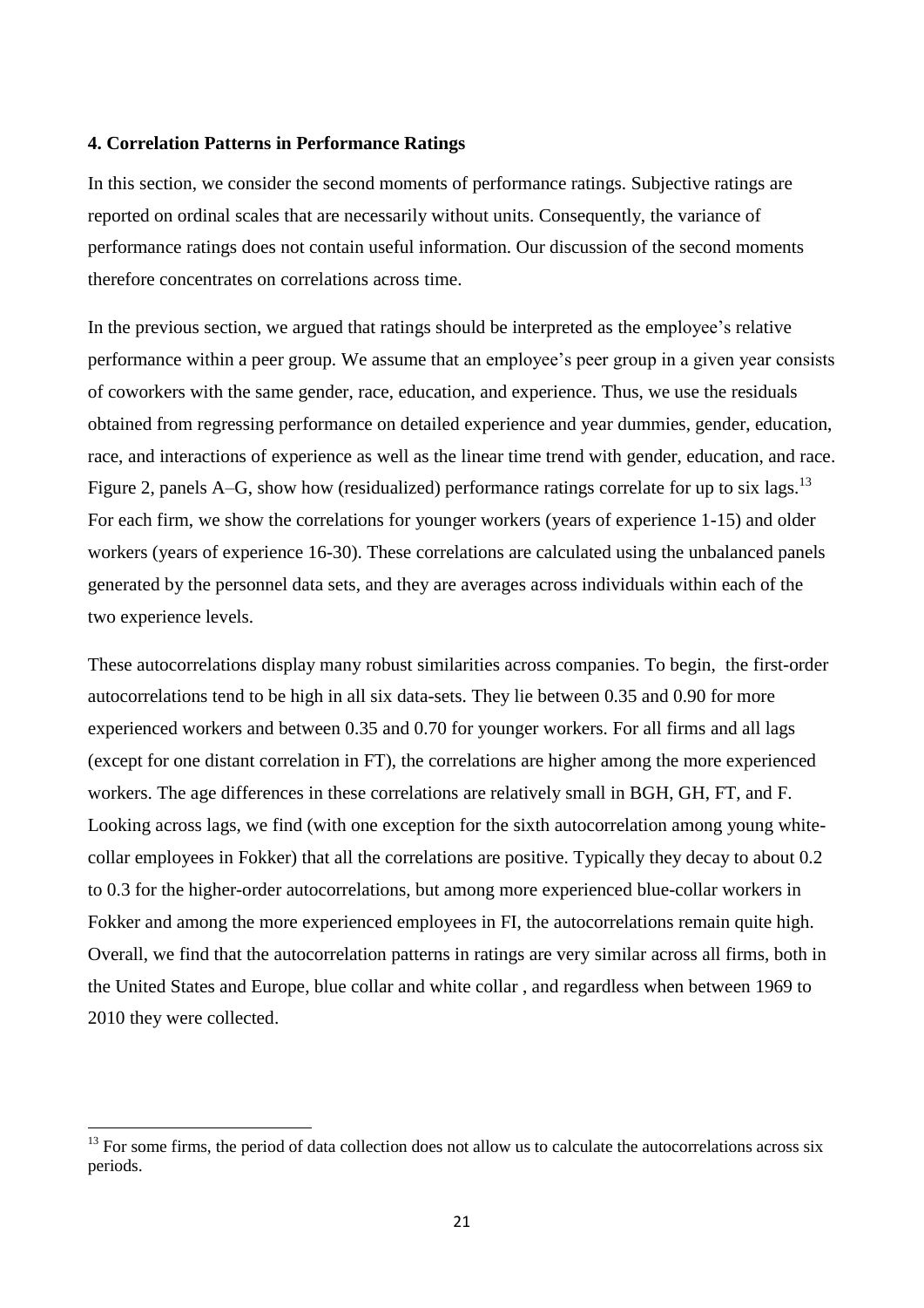#### 4. Correlation Patterns in Performance Ratings

In this section, we consider the second moments of performance ratings. Subjective ratings are reported on ordinal scales that are necessarily without units. Consequently, the variance of performance ratings does not contain useful information. Our discussion of the second moments therefore concentrates on correlations across time.

In the previous section, we argued that ratings should be interpreted as the employee's relative performance within a peer group. We assume that an employee's peer group in a given year consists of coworkers with the same gender, race, education, and experience. Thus, we use the residuals obtained from regressing performance on detailed experience and year dummies, gender, education, race, and interactions of experience as well as the linear time trend with gender, education, and race. Figure 2, panels A–G, show how (residualized) performance ratings correlate for up to six lags.[13] For each firm, we show the correlations for younger workers (years of experience 1-15) and older workers (years of experience 16-30). These correlations are calculated using the unbalanced panels generated by the personnel data sets, and they are averages across individuals within each of the two experience levels.

These autocorrelations display many robust similarities across companies. To begin, the first-order autocorrelations tend to be high in all six data-sets. They lie between 0.35 and 0.90 for more experienced workers and between 0.35 and 0.70 for younger workers. For all firms and all lags (except for one distant correlation in FT), the correlations are higher among the more experienced workers. The age differences in these correlations are relatively small in BGH, GH, FT, and F. Looking across lags, we find (with one exception for the sixth autocorrelation among young white-collar employees in Fokker) that all the correlations are positive. Typically they decay to about 0.2 to 0.3 for the higher-order autocorrelations, but among more experienced blue-collar workers in Fokker and among the more experienced employees in FI, the autocorrelations remain quite high. Overall, we find that the autocorrelation patterns in ratings are very similar across all firms, both in the United States and Europe, blue collar and white collar , and regardless when between 1969 to 2010 they were collected.

[13] For some firms, the period of data collection does not allow us to calculate the autocorrelations across six periods.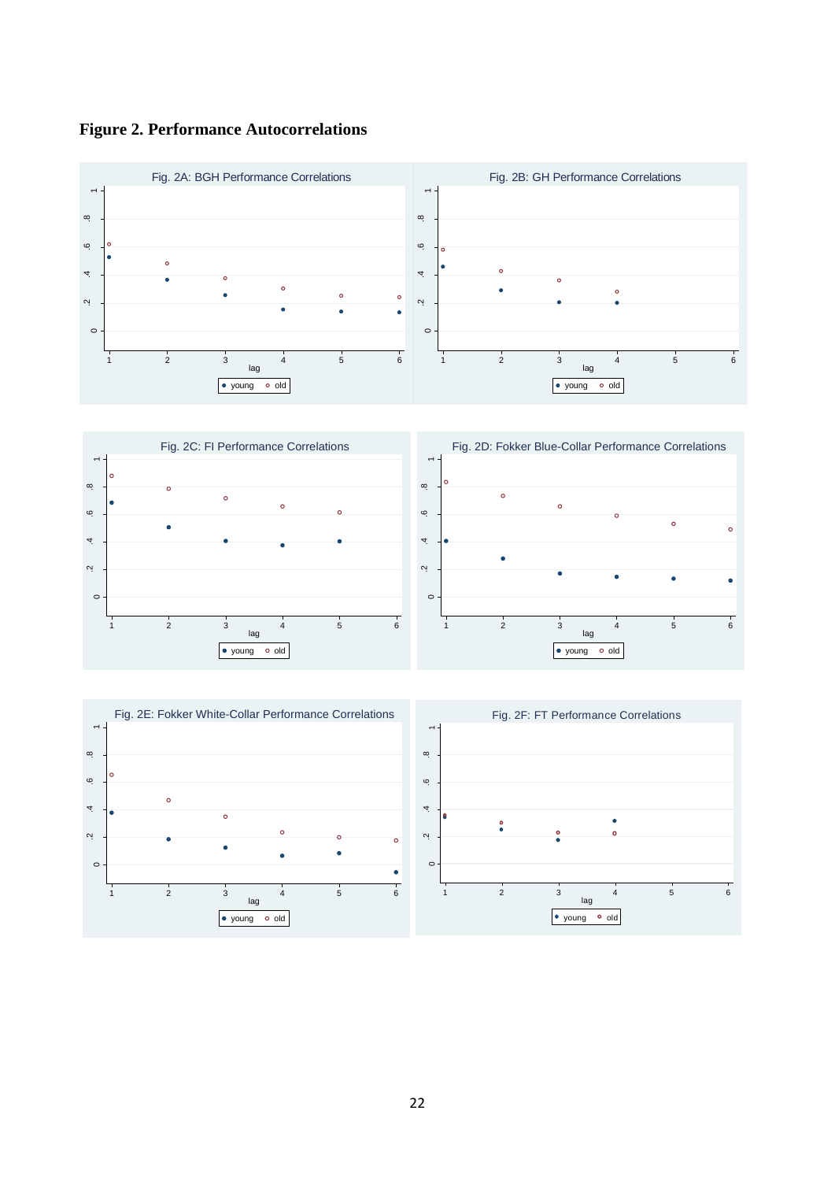**Figure 2. Performance Autocorrelations**

Fig. 2A: BGH Performance Correlations

Fig. 2B: GH Performance Correlations

Fig. 2C: FI Performance Correlations

Fig. 2D: Fokker Blue-Collar Performance Correlations

Fig. 2E: Fokker White-Collar Performance Correlations

Fig. 2F: FT Performance Correlations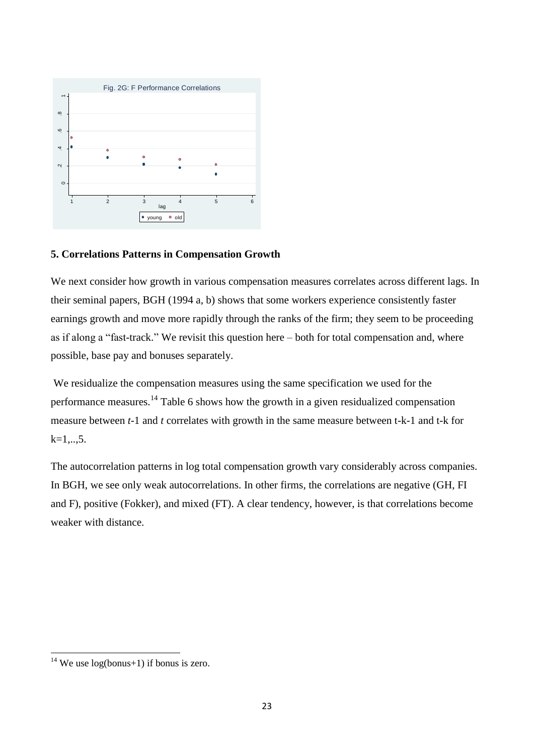Fig. 2G: F Performance Correlations

## 5. Correlations Patterns in Compensation Growth

We next consider how growth in various compensation measures correlates across different lags. In their seminal papers, BGH (1994 a, b) shows that some workers experience consistently faster earnings growth and move more rapidly through the ranks of the firm; they seem to be proceeding as if along a "fast-track." We revisit this question here – both for total compensation and, where possible, base pay and bonuses separately.

We residualize the compensation measures using the same specification we used for the performance measures.[14] Table 6 shows how the growth in a given residualized compensation measure between *t*-1 and *t* correlates with growth in the same measure between t-k-1 and t-k for k=1,..,5.

The autocorrelation patterns in log total compensation growth vary considerably across companies. In BGH, we see only weak autocorrelations. In other firms, the correlations are negative (GH, FI and F), positive (Fokker), and mixed (FT). A clear tendency, however, is that correlations become weaker with distance.

[14] We use log(bonus+1) if bonus is zero.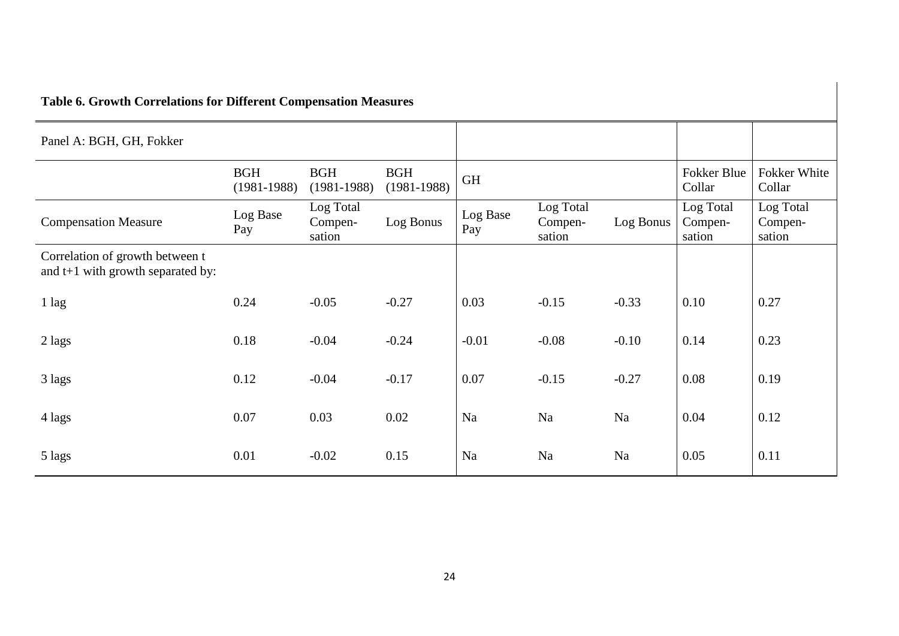**Table 6. Growth Correlations for Different Compensation Measures**

| Panel A: BGH, GH, Fokker | | | | | | | | |
|---|---|---|---|---|---|---|---|---|
| | BGH (1981-1988) | BGH (1981-1988) | BGH (1981-1988) | GH | | | Fokker Blue Collar | Fokker White Collar |
| Compensation Measure | Log Base Pay | Log Total Compen-sation | Log Bonus | Log Base Pay | Log Total Compen-sation | Log Bonus | Log Total Compen-sation | Log Total Compen-sation |
| Correlation of growth between t and t+1 with growth separated by: | | | | | | | | |
| 1 lag | 0.24 | -0.05 | -0.27 | 0.03 | -0.15 | -0.33 | 0.10 | 0.27 |
| 2 lags | 0.18 | -0.04 | -0.24 | -0.01 | -0.08 | -0.10 | 0.14 | 0.23 |
| 3 lags | 0.12 | -0.04 | -0.17 | 0.07 | -0.15 | -0.27 | 0.08 | 0.19 |
| 4 lags | 0.07 | 0.03 | 0.02 | Na | Na | Na | 0.04 | 0.12 |
| 5 lags | 0.01 | -0.02 | 0.15 | Na | Na | Na | 0.05 | 0.11 |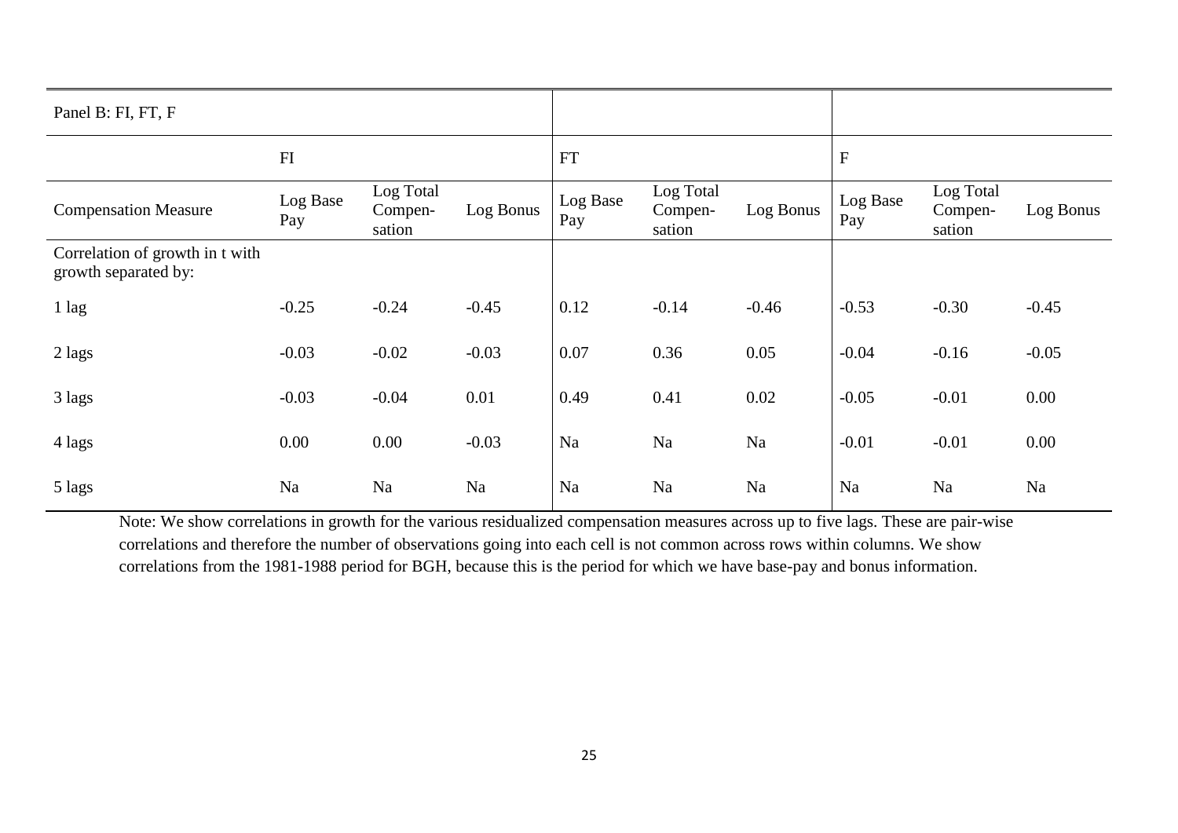| Panel B: FI, FT, F | | | | | | | | | |
|---|---|---|---|---|---|---|---|---|---|
| | FI | | | FT | | | F | | |
| Compensation Measure | Log Base Pay | Log Total Compen-sation | Log Bonus | Log Base Pay | Log Total Compen-sation | Log Bonus | Log Base Pay | Log Total Compen-sation | Log Bonus |
| Correlation of growth in t with growth separated by: | | | | | | | | | |
| 1 lag | -0.25 | -0.24 | -0.45 | 0.12 | -0.14 | -0.46 | -0.53 | -0.30 | -0.45 |
| 2 lags | -0.03 | -0.02 | -0.03 | 0.07 | 0.36 | 0.05 | -0.04 | -0.16 | -0.05 |
| 3 lags | -0.03 | -0.04 | 0.01 | 0.49 | 0.41 | 0.02 | -0.05 | -0.01 | 0.00 |
| 4 lags | 0.00 | 0.00 | -0.03 | Na | Na | Na | -0.01 | -0.01 | 0.00 |
| 5 lags | Na | Na | Na | Na | Na | Na | Na | Na | Na |

Note: We show correlations in growth for the various residualized compensation measures across up to five lags. These are pair-wise correlations and therefore the number of observations going into each cell is not common across rows within columns. We show correlations from the 1981-1988 period for BGH, because this is the period for which we have base-pay and bonus information.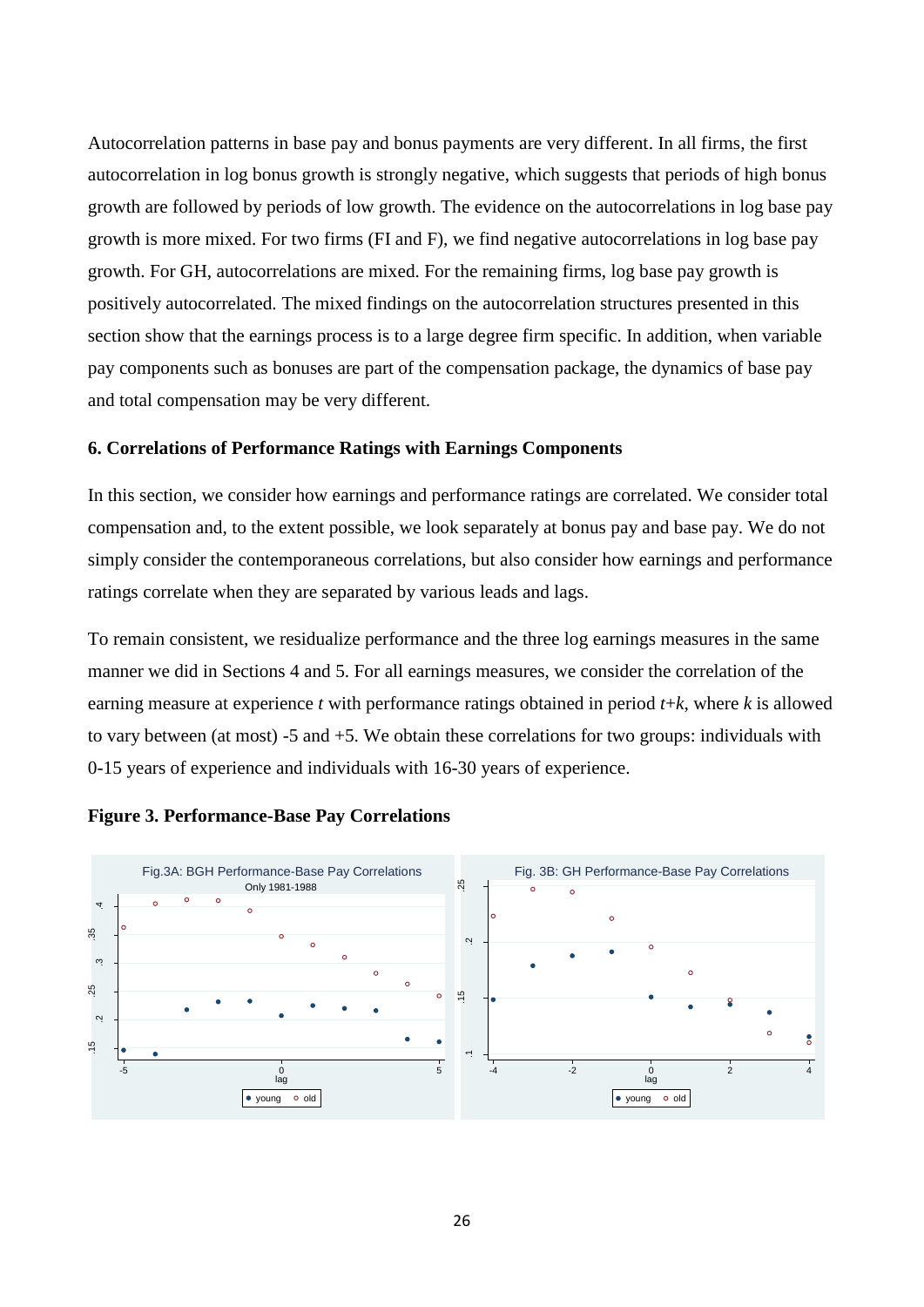Autocorrelation patterns in base pay and bonus payments are very different. In all firms, the first autocorrelation in log bonus growth is strongly negative, which suggests that periods of high bonus growth are followed by periods of low growth. The evidence on the autocorrelations in log base pay growth is more mixed. For two firms (FI and F), we find negative autocorrelations in log base pay growth. For GH, autocorrelations are mixed. For the remaining firms, log base pay growth is positively autocorrelated. The mixed findings on the autocorrelation structures presented in this section show that the earnings process is to a large degree firm specific. In addition, when variable pay components such as bonuses are part of the compensation package, the dynamics of base pay and total compensation may be very different.

### 6. Correlations of Performance Ratings with Earnings Components

In this section, we consider how earnings and performance ratings are correlated. We consider total compensation and, to the extent possible, we look separately at bonus pay and base pay. We do not simply consider the contemporaneous correlations, but also consider how earnings and performance ratings correlate when they are separated by various leads and lags.

To remain consistent, we residualize performance and the three log earnings measures in the same manner we did in Sections 4 and 5. For all earnings measures, we consider the correlation of the earning measure at experience $t$ with performance ratings obtained in period $t+k$, where $k$ is allowed to vary between (at most) -5 and +5. We obtain these correlations for two groups: individuals with 0-15 years of experience and individuals with 16-30 years of experience.

**Figure 3. Performance-Base Pay Correlations**

Fig.3A: BGH Performance-Base Pay Correlations (Only 1981-1988)

Fig. 3B: GH Performance-Base Pay Correlations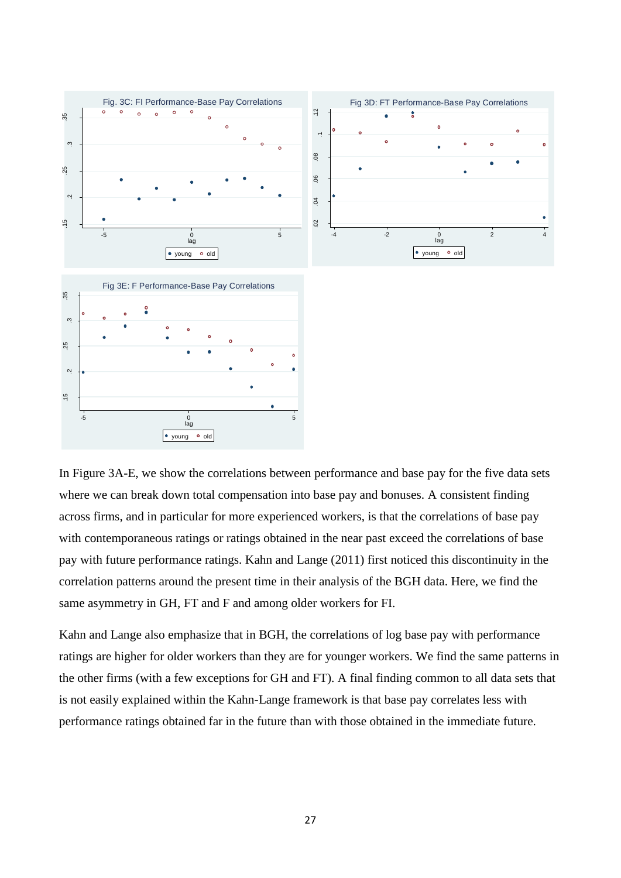In Figure 3A-E, we show the correlations between performance and base pay for the five data sets where we can break down total compensation into base pay and bonuses. A consistent finding across firms, and in particular for more experienced workers, is that the correlations of base pay with contemporaneous ratings or ratings obtained in the near past exceed the correlations of base pay with future performance ratings. Kahn and Lange (2011) first noticed this discontinuity in the correlation patterns around the present time in their analysis of the BGH data. Here, we find the same asymmetry in GH, FT and F and among older workers for FI.

Kahn and Lange also emphasize that in BGH, the correlations of log base pay with performance ratings are higher for older workers than they are for younger workers. We find the same patterns in the other firms (with a few exceptions for GH and FT). A final finding common to all data sets that is not easily explained within the Kahn-Lange framework is that base pay correlates less with performance ratings obtained far in the future than with those obtained in the immediate future.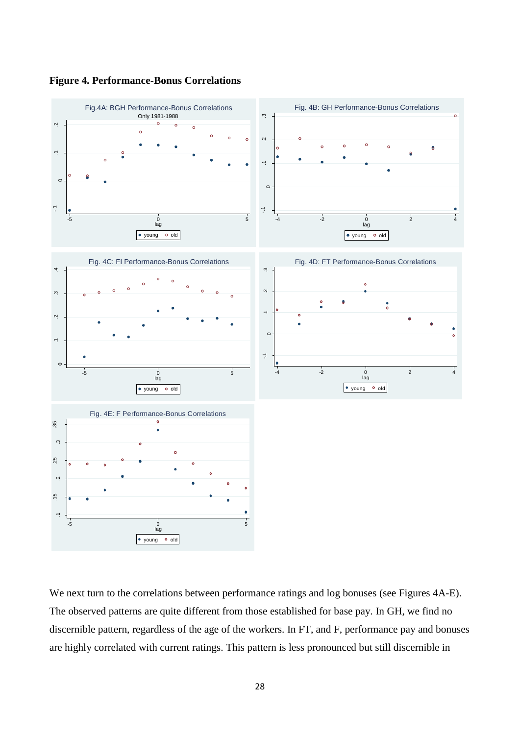**Figure 4. Performance-Bonus Correlations**

We next turn to the correlations between performance ratings and log bonuses (see Figures 4A-E). The observed patterns are quite different from those established for base pay. In GH, we find no discernible pattern, regardless of the age of the workers. In FT, and F, performance pay and bonuses are highly correlated with current ratings. This pattern is less pronounced but still discernible in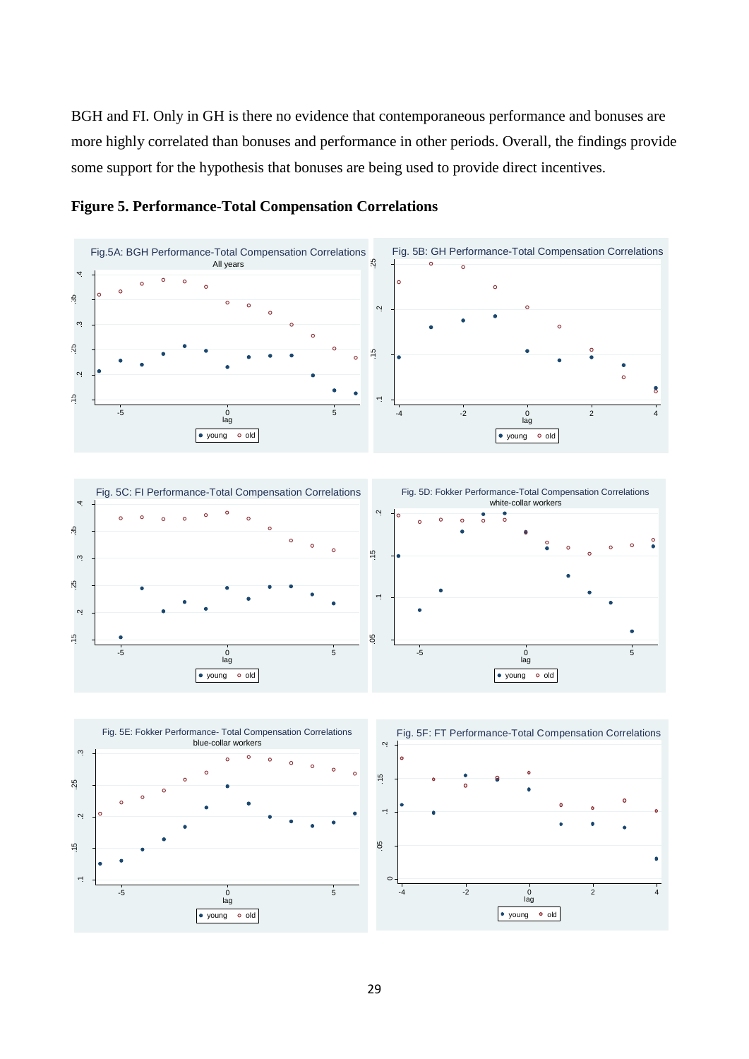BGH and FI. Only in GH is there no evidence that contemporaneous performance and bonuses are more highly correlated than bonuses and performance in other periods. Overall, the findings provide some support for the hypothesis that bonuses are being used to provide direct incentives.

**Figure 5. Performance-Total Compensation Correlations**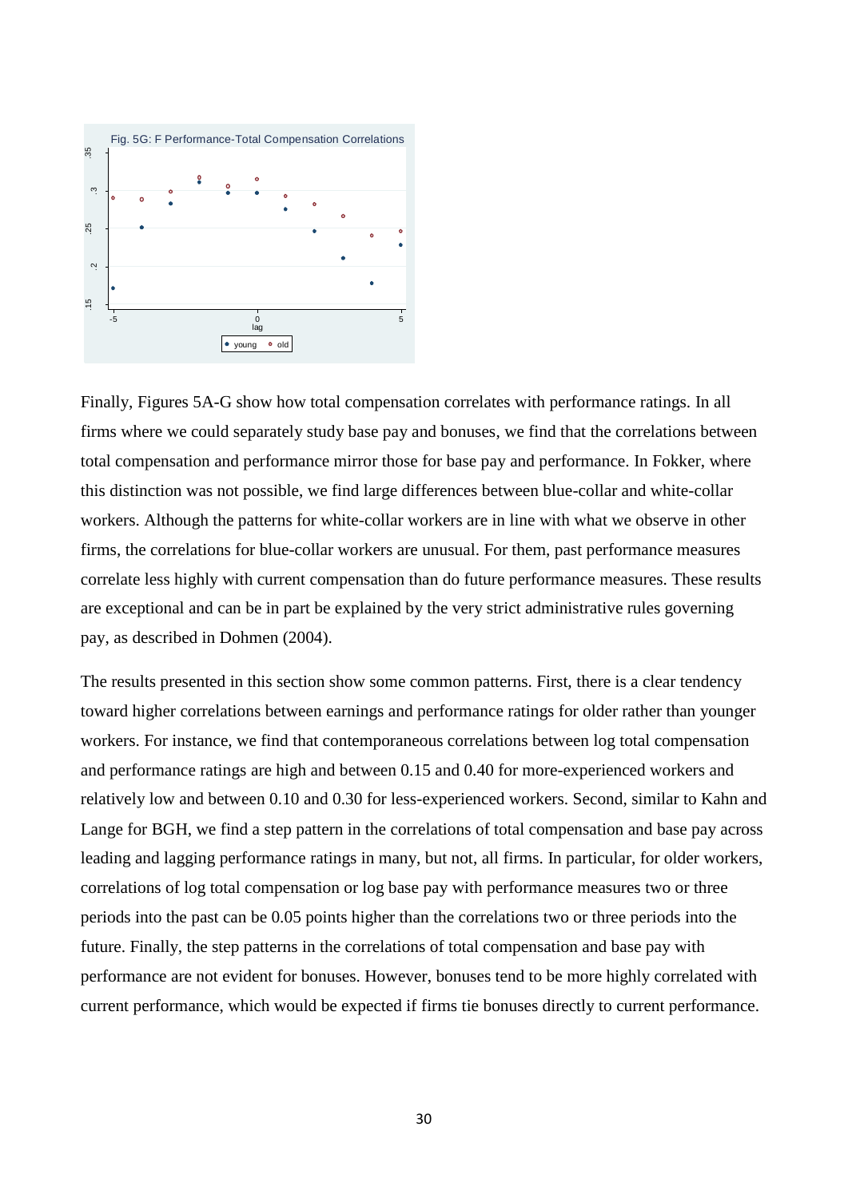Fig. 5G: F Performance-Total Compensation Correlations

Finally, Figures 5A-G show how total compensation correlates with performance ratings. In all firms where we could separately study base pay and bonuses, we find that the correlations between total compensation and performance mirror those for base pay and performance. In Fokker, where this distinction was not possible, we find large differences between blue-collar and white-collar workers. Although the patterns for white-collar workers are in line with what we observe in other firms, the correlations for blue-collar workers are unusual. For them, past performance measures correlate less highly with current compensation than do future performance measures. These results are exceptional and can be in part be explained by the very strict administrative rules governing pay, as described in Dohmen (2004).

The results presented in this section show some common patterns. First, there is a clear tendency toward higher correlations between earnings and performance ratings for older rather than younger workers. For instance, we find that contemporaneous correlations between log total compensation and performance ratings are high and between 0.15 and 0.40 for more-experienced workers and relatively low and between 0.10 and 0.30 for less-experienced workers. Second, similar to Kahn and Lange for BGH, we find a step pattern in the correlations of total compensation and base pay across leading and lagging performance ratings in many, but not, all firms. In particular, for older workers, correlations of log total compensation or log base pay with performance measures two or three periods into the past can be 0.05 points higher than the correlations two or three periods into the future. Finally, the step patterns in the correlations of total compensation and base pay with performance are not evident for bonuses. However, bonuses tend to be more highly correlated with current performance, which would be expected if firms tie bonuses directly to current performance.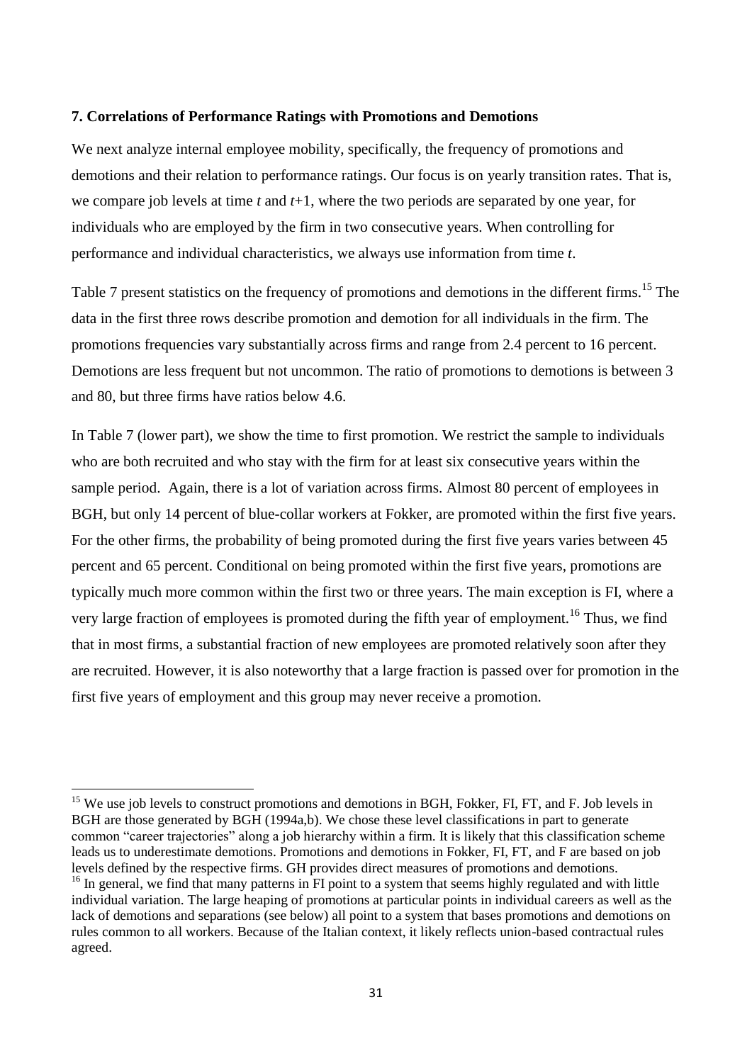### 7. Correlations of Performance Ratings with Promotions and Demotions

We next analyze internal employee mobility, specifically, the frequency of promotions and demotions and their relation to performance ratings. Our focus is on yearly transition rates. That is, we compare job levels at time *t* and *t*+1, where the two periods are separated by one year, for individuals who are employed by the firm in two consecutive years. When controlling for performance and individual characteristics, we always use information from time *t*.

Table 7 present statistics on the frequency of promotions and demotions in the different firms.[15] The data in the first three rows describe promotion and demotion for all individuals in the firm. The promotions frequencies vary substantially across firms and range from 2.4 percent to 16 percent. Demotions are less frequent but not uncommon. The ratio of promotions to demotions is between 3 and 80, but three firms have ratios below 4.6.

In Table 7 (lower part), we show the time to first promotion. We restrict the sample to individuals who are both recruited and who stay with the firm for at least six consecutive years within the sample period. Again, there is a lot of variation across firms. Almost 80 percent of employees in BGH, but only 14 percent of blue-collar workers at Fokker, are promoted within the first five years. For the other firms, the probability of being promoted during the first five years varies between 45 percent and 65 percent. Conditional on being promoted within the first five years, promotions are typically much more common within the first two or three years. The main exception is FI, where a very large fraction of employees is promoted during the fifth year of employment.[16] Thus, we find that in most firms, a substantial fraction of new employees are promoted relatively soon after they are recruited. However, it is also noteworthy that a large fraction is passed over for promotion in the first five years of employment and this group may never receive a promotion.

[15] We use job levels to construct promotions and demotions in BGH, Fokker, FI, FT, and F. Job levels in BGH are those generated by BGH (1994a,b). We chose these level classifications in part to generate common "career trajectories" along a job hierarchy within a firm. It is likely that this classification scheme leads us to underestimate demotions. Promotions and demotions in Fokker, FI, FT, and F are based on job levels defined by the respective firms. GH provides direct measures of promotions and demotions.

[16] In general, we find that many patterns in FI point to a system that seems highly regulated and with little individual variation. The large heaping of promotions at particular points in individual careers as well as the lack of demotions and separations (see below) all point to a system that bases promotions and demotions on rules common to all workers. Because of the Italian context, it likely reflects union-based contractual rules agreed.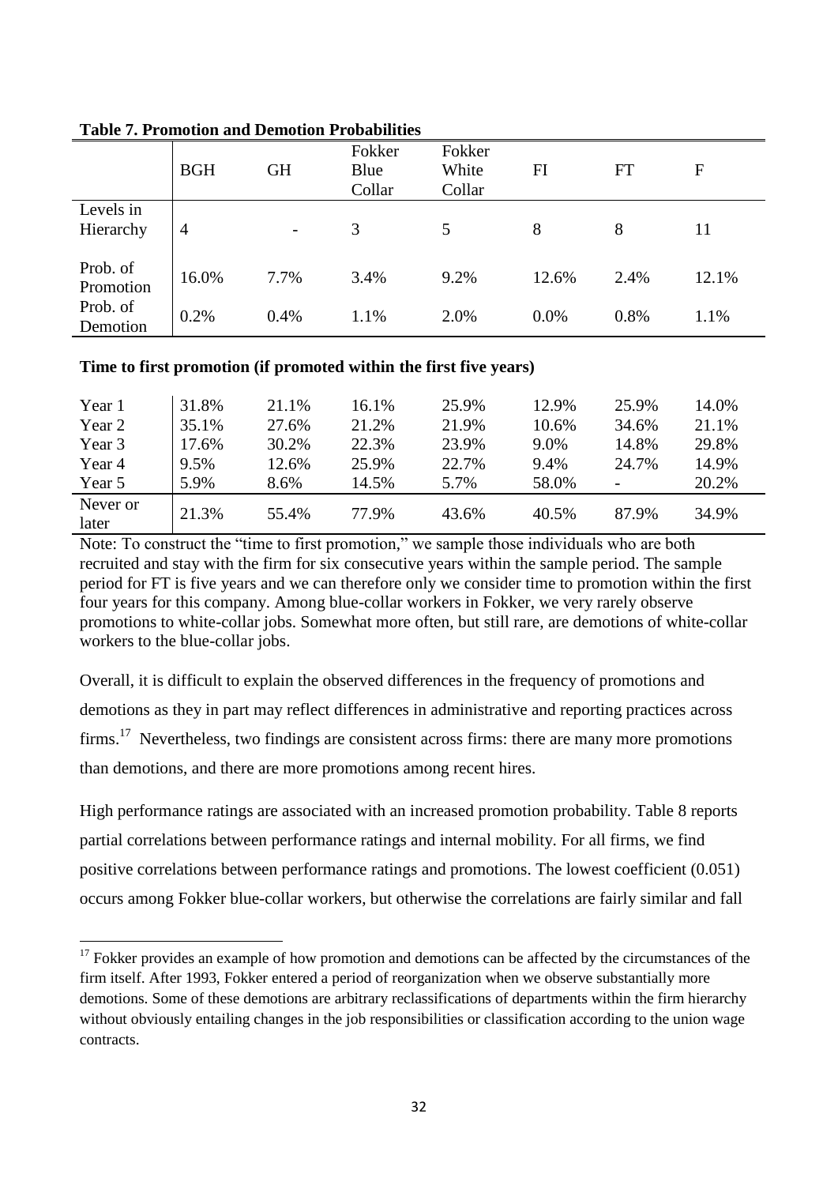**Table 7. Promotion and Demotion Probabilities**

| | BGH | GH | Fokker Blue Collar | Fokker White Collar | FI | FT | F |
|---|---|---|---|---|---|---|---|
| Levels in Hierarchy | 4 | - | 3 | 5 | 8 | 8 | 11 |
| Prob. of Promotion | 16.0% | 7.7% | 3.4% | 9.2% | 12.6% | 2.4% | 12.1% |
| Prob. of Demotion | 0.2% | 0.4% | 1.1% | 2.0% | 0.0% | 0.8% | 1.1% |

**Time to first promotion (if promoted within the first five years)**

| | BGH | GH | Fokker Blue Collar | Fokker White Collar | FI | FT | F |
|---|---|---|---|---|---|---|---|
| Year 1 | 31.8% | 21.1% | 16.1% | 25.9% | 12.9% | 25.9% | 14.0% |
| Year 2 | 35.1% | 27.6% | 21.2% | 21.9% | 10.6% | 34.6% | 21.1% |
| Year 3 | 17.6% | 30.2% | 22.3% | 23.9% | 9.0% | 14.8% | 29.8% |
| Year 4 | 9.5% | 12.6% | 25.9% | 22.7% | 9.4% | 24.7% | 14.9% |
| Year 5 | 5.9% | 8.6% | 14.5% | 5.7% | 58.0% | - | 20.2% |
| Never or later | 21.3% | 55.4% | 77.9% | 43.6% | 40.5% | 87.9% | 34.9% |

Note: To construct the "time to first promotion," we sample those individuals who are both recruited and stay with the firm for six consecutive years within the sample period. The sample period for FT is five years and we can therefore only we consider time to promotion within the first four years for this company. Among blue-collar workers in Fokker, we very rarely observe promotions to white-collar jobs. Somewhat more often, but still rare, are demotions of white-collar workers to the blue-collar jobs.

Overall, it is difficult to explain the observed differences in the frequency of promotions and demotions as they in part may reflect differences in administrative and reporting practices across firms.[17] Nevertheless, two findings are consistent across firms: there are many more promotions than demotions, and there are more promotions among recent hires.

High performance ratings are associated with an increased promotion probability. Table 8 reports partial correlations between performance ratings and internal mobility. For all firms, we find positive correlations between performance ratings and promotions. The lowest coefficient (0.051) occurs among Fokker blue-collar workers, but otherwise the correlations are fairly similar and fall

[17] Fokker provides an example of how promotion and demotions can be affected by the circumstances of the firm itself. After 1993, Fokker entered a period of reorganization when we observe substantially more demotions. Some of these demotions are arbitrary reclassifications of departments within the firm hierarchy without obviously entailing changes in the job responsibilities or classification according to the union wage contracts.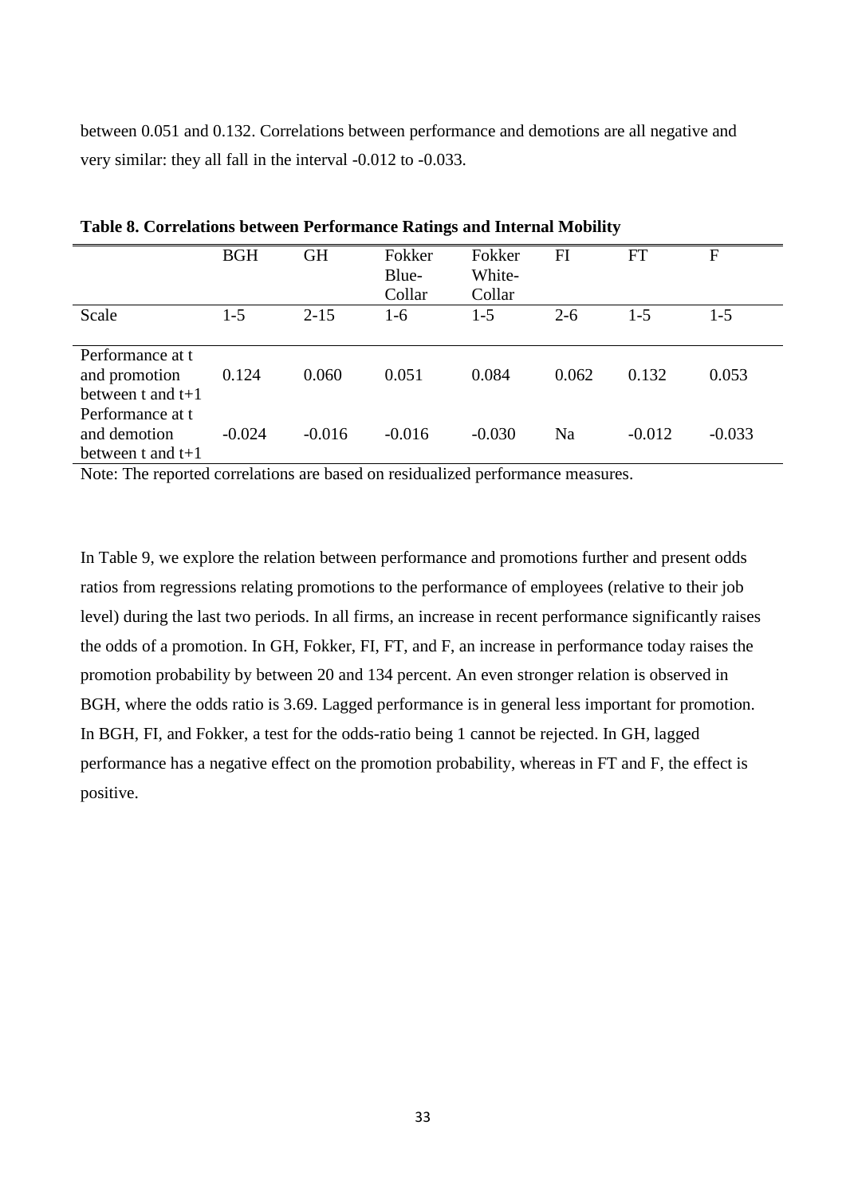between 0.051 and 0.132. Correlations between performance and demotions are all negative and very similar: they all fall in the interval -0.012 to -0.033.

**Table 8. Correlations between Performance Ratings and Internal Mobility**

| | BGH | GH | Fokker Blue-Collar | Fokker White-Collar | FI | FT | F |
|---|---|---|---|---|---|---|---|
| Scale | 1-5 | 2-15 | 1-6 | 1-5 | 2-6 | 1-5 | 1-5 |
| Performance at t and promotion between t and t+1 | 0.124 | 0.060 | 0.051 | 0.084 | 0.062 | 0.132 | 0.053 |
| Performance at t and demotion between t and t+1 | -0.024 | -0.016 | -0.016 | -0.030 | Na | -0.012 | -0.033 |

Note: The reported correlations are based on residualized performance measures.

In Table 9, we explore the relation between performance and promotions further and present odds ratios from regressions relating promotions to the performance of employees (relative to their job level) during the last two periods. In all firms, an increase in recent performance significantly raises the odds of a promotion. In GH, Fokker, FI, FT, and F, an increase in performance today raises the promotion probability by between 20 and 134 percent. An even stronger relation is observed in BGH, where the odds ratio is 3.69. Lagged performance is in general less important for promotion. In BGH, FI, and Fokker, a test for the odds-ratio being 1 cannot be rejected. In GH, lagged performance has a negative effect on the promotion probability, whereas in FT and F, the effect is positive.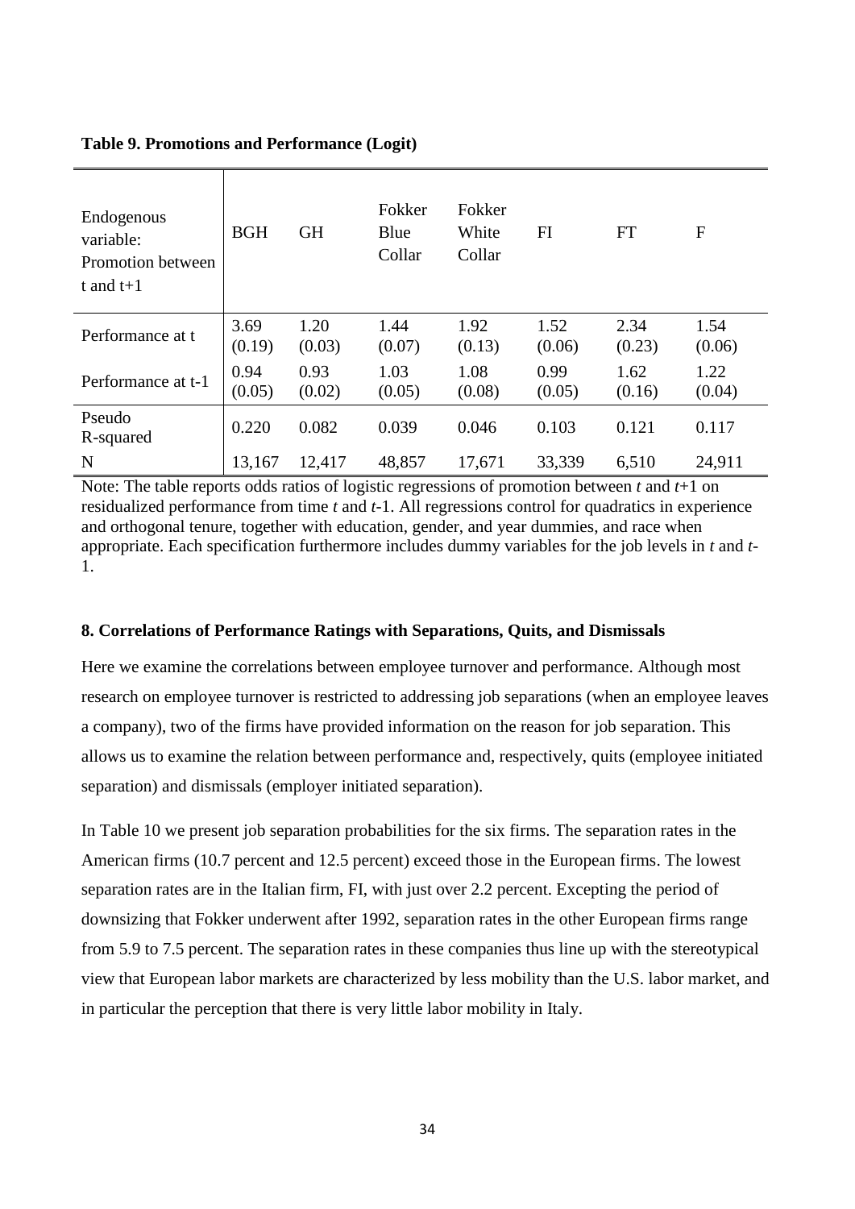**Table 9. Promotions and Performance (Logit)**

| Endogenous variable: Promotion between t and t+1 | BGH | GH | Fokker Blue Collar | Fokker White Collar | FI | FT | F |
|---|---|---|---|---|---|---|---|
| Performance at t | 3.69<br>(0.19) | 1.20<br>(0.03) | 1.44<br>(0.07) | 1.92<br>(0.13) | 1.52<br>(0.06) | 2.34<br>(0.23) | 1.54<br>(0.06) |
| Performance at t-1 | 0.94<br>(0.05) | 0.93<br>(0.02) | 1.03<br>(0.05) | 1.08<br>(0.08) | 0.99<br>(0.05) | 1.62<br>(0.16) | 1.22<br>(0.04) |
| Pseudo R-squared | 0.220 | 0.082 | 0.039 | 0.046 | 0.103 | 0.121 | 0.117 |
| N | 13,167 | 12,417 | 48,857 | 17,671 | 33,339 | 6,510 | 24,911 |

Note: The table reports odds ratios of logistic regressions of promotion between *t* and *t*+1 on residualized performance from time *t* and *t*-1. All regressions control for quadratics in experience and orthogonal tenure, together with education, gender, and year dummies, and race when appropriate. Each specification furthermore includes dummy variables for the job levels in *t* and *t*-1.

## 8. Correlations of Performance Ratings with Separations, Quits, and Dismissals

Here we examine the correlations between employee turnover and performance. Although most research on employee turnover is restricted to addressing job separations (when an employee leaves a company), two of the firms have provided information on the reason for job separation. This allows us to examine the relation between performance and, respectively, quits (employee initiated separation) and dismissals (employer initiated separation).

In Table 10 we present job separation probabilities for the six firms. The separation rates in the American firms (10.7 percent and 12.5 percent) exceed those in the European firms. The lowest separation rates are in the Italian firm, FI, with just over 2.2 percent. Excepting the period of downsizing that Fokker underwent after 1992, separation rates in the other European firms range from 5.9 to 7.5 percent. The separation rates in these companies thus line up with the stereotypical view that European labor markets are characterized by less mobility than the U.S. labor market, and in particular the perception that there is very little labor mobility in Italy.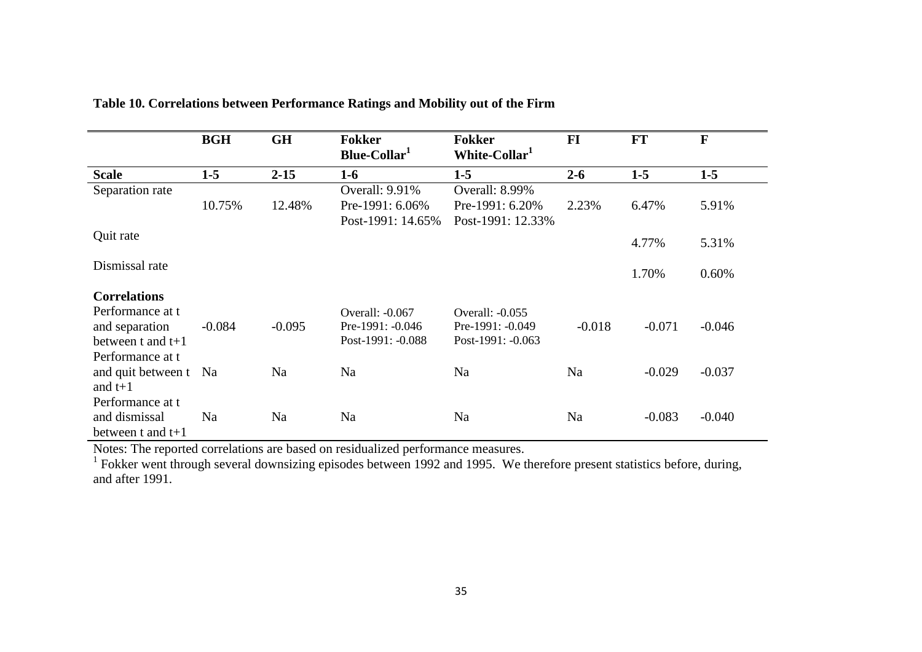**Table 10. Correlations between Performance Ratings and Mobility out of the Firm**

| | BGH | GH | Fokker Blue-Collar[1] | Fokker White-Collar[1] | FI | FT | F |
|---|---|---|---|---|---|---|---|
| **Scale** | **1-5** | **2-15** | **1-6** | **1-5** | **2-6** | **1-5** | **1-5** |
| Separation rate | 10.75% | 12.48% | Overall: 9.91%<br>Pre-1991: 6.06%<br>Post-1991: 14.65% | Overall: 8.99%<br>Pre-1991: 6.20%<br>Post-1991: 12.33% | 2.23% | 6.47% | 5.91% |
| Quit rate | | | | | | 4.77% | 5.31% |
| Dismissal rate | | | | | | 1.70% | 0.60% |
| **Correlations** | | | | | | | |
| Performance at t and separation between t and t+1 | -0.084 | -0.095 | Overall: -0.067<br>Pre-1991: -0.046<br>Post-1991: -0.088 | Overall: -0.055<br>Pre-1991: -0.049<br>Post-1991: -0.063 | -0.018 | -0.071 | -0.046 |
| Performance at t and quit between t and t+1 | Na | Na | Na | Na | Na | -0.029 | -0.037 |
| Performance at t and dismissal between t and t+1 | Na | Na | Na | Na | Na | -0.083 | -0.040 |

Notes: The reported correlations are based on residualized performance measures.

[1] Fokker went through several downsizing episodes between 1992 and 1995. We therefore present statistics before, during, and after 1991.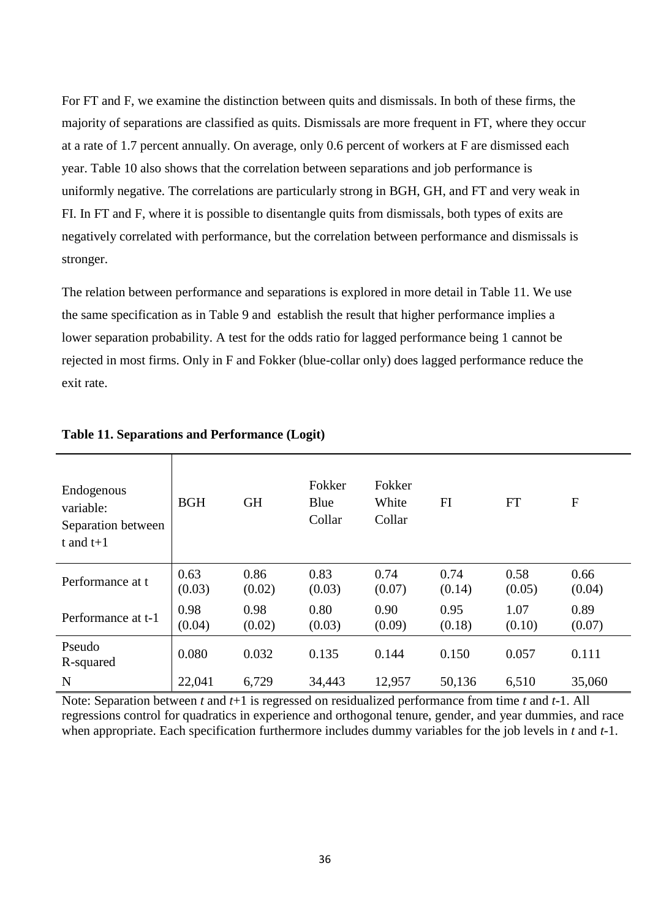For FT and F, we examine the distinction between quits and dismissals. In both of these firms, the majority of separations are classified as quits. Dismissals are more frequent in FT, where they occur at a rate of 1.7 percent annually. On average, only 0.6 percent of workers at F are dismissed each year. Table 10 also shows that the correlation between separations and job performance is uniformly negative. The correlations are particularly strong in BGH, GH, and FT and very weak in FI. In FT and F, where it is possible to disentangle quits from dismissals, both types of exits are negatively correlated with performance, but the correlation between performance and dismissals is stronger.

The relation between performance and separations is explored in more detail in Table 11. We use the same specification as in Table 9 and establish the result that higher performance implies a lower separation probability. A test for the odds ratio for lagged performance being 1 cannot be rejected in most firms. Only in F and Fokker (blue-collar only) does lagged performance reduce the exit rate.

**Table 11. Separations and Performance (Logit)**

| Endogenous variable: Separation between t and t+1 | BGH | GH | Fokker Blue Collar | Fokker White Collar | FI | FT | F |
|---|---|---|---|---|---|---|---|
| Performance at t | 0.63<br>(0.03) | 0.86<br>(0.02) | 0.83<br>(0.03) | 0.74<br>(0.07) | 0.74<br>(0.14) | 0.58<br>(0.05) | 0.66<br>(0.04) |
| Performance at t-1 | 0.98<br>(0.04) | 0.98<br>(0.02) | 0.80<br>(0.03) | 0.90<br>(0.09) | 0.95<br>(0.18) | 1.07<br>(0.10) | 0.89<br>(0.07) |
| Pseudo R-squared | 0.080 | 0.032 | 0.135 | 0.144 | 0.150 | 0.057 | 0.111 |
| N | 22,041 | 6,729 | 34,443 | 12,957 | 50,136 | 6,510 | 35,060 |

Note: Separation between *t* and *t*+1 is regressed on residualized performance from time *t* and *t*-1. All regressions control for quadratics in experience and orthogonal tenure, gender, and year dummies, and race when appropriate. Each specification furthermore includes dummy variables for the job levels in *t* and *t*-1.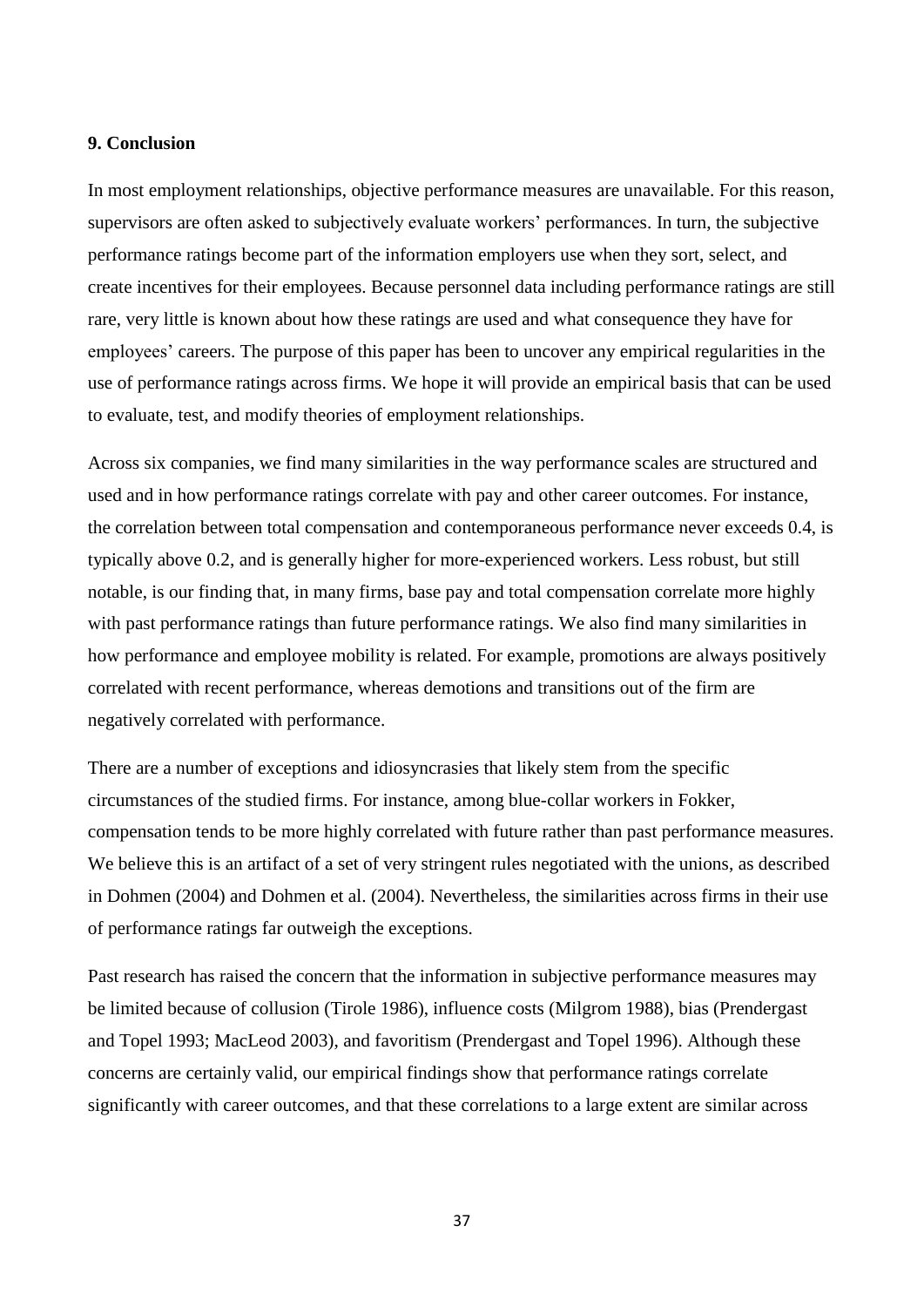## 9. Conclusion

In most employment relationships, objective performance measures are unavailable. For this reason, supervisors are often asked to subjectively evaluate workers' performances. In turn, the subjective performance ratings become part of the information employers use when they sort, select, and create incentives for their employees. Because personnel data including performance ratings are still rare, very little is known about how these ratings are used and what consequence they have for employees' careers. The purpose of this paper has been to uncover any empirical regularities in the use of performance ratings across firms. We hope it will provide an empirical basis that can be used to evaluate, test, and modify theories of employment relationships.

Across six companies, we find many similarities in the way performance scales are structured and used and in how performance ratings correlate with pay and other career outcomes. For instance, the correlation between total compensation and contemporaneous performance never exceeds 0.4, is typically above 0.2, and is generally higher for more-experienced workers. Less robust, but still notable, is our finding that, in many firms, base pay and total compensation correlate more highly with past performance ratings than future performance ratings. We also find many similarities in how performance and employee mobility is related. For example, promotions are always positively correlated with recent performance, whereas demotions and transitions out of the firm are negatively correlated with performance.

There are a number of exceptions and idiosyncrasies that likely stem from the specific circumstances of the studied firms. For instance, among blue-collar workers in Fokker, compensation tends to be more highly correlated with future rather than past performance measures. We believe this is an artifact of a set of very stringent rules negotiated with the unions, as described in Dohmen (2004) and Dohmen et al. (2004). Nevertheless, the similarities across firms in their use of performance ratings far outweigh the exceptions.

Past research has raised the concern that the information in subjective performance measures may be limited because of collusion (Tirole 1986), influence costs (Milgrom 1988), bias (Prendergast and Topel 1993; MacLeod 2003), and favoritism (Prendergast and Topel 1996). Although these concerns are certainly valid, our empirical findings show that performance ratings correlate significantly with career outcomes, and that these correlations to a large extent are similar across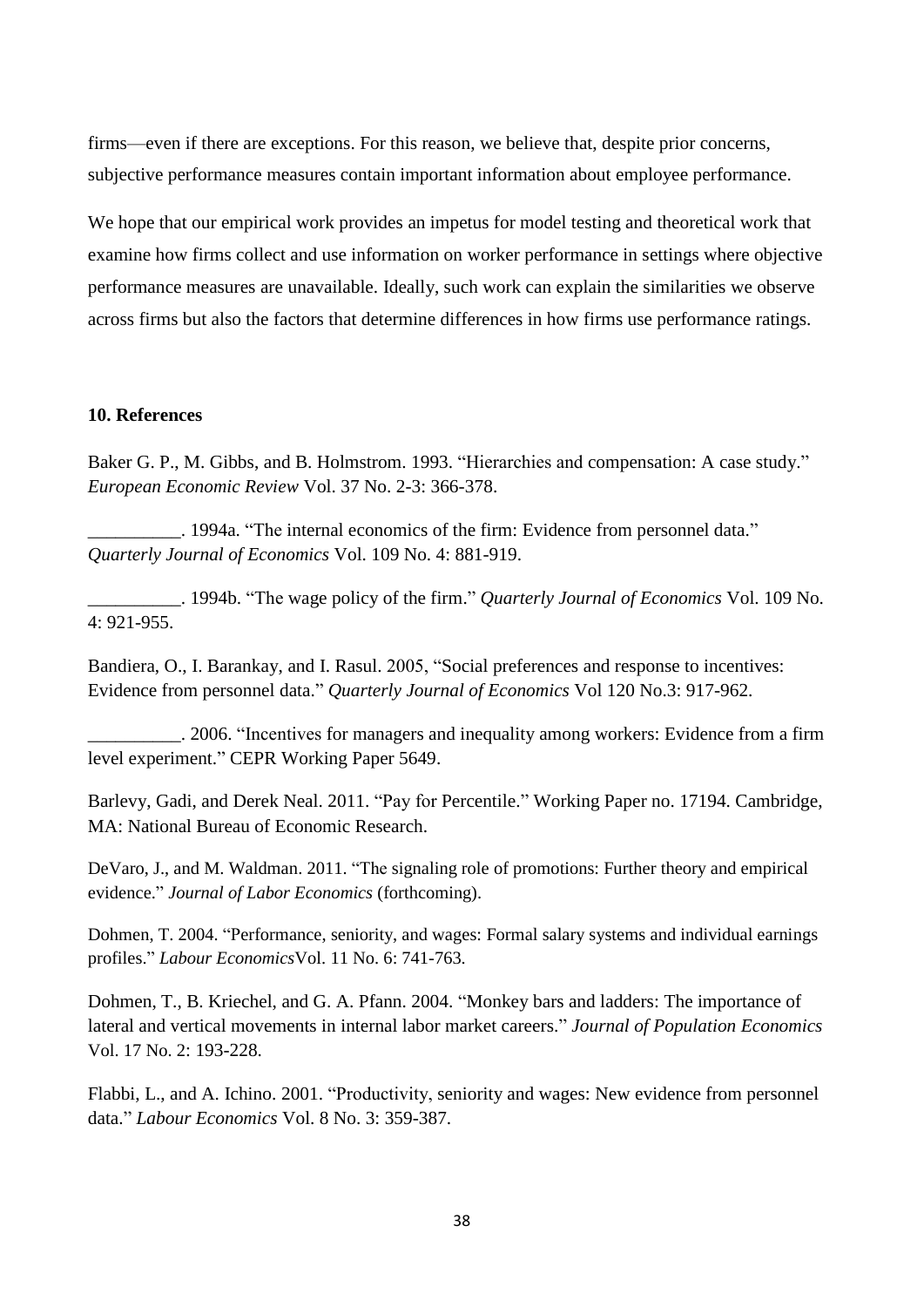firms—even if there are exceptions. For this reason, we believe that, despite prior concerns, subjective performance measures contain important information about employee performance.

We hope that our empirical work provides an impetus for model testing and theoretical work that examine how firms collect and use information on worker performance in settings where objective performance measures are unavailable. Ideally, such work can explain the similarities we observe across firms but also the factors that determine differences in how firms use performance ratings.

## 10. References

Baker G. P., M. Gibbs, and B. Holmstrom. 1993. "Hierarchies and compensation: A case study." *European Economic Review* Vol. 37 No. 2-3: 366-378.

__________. 1994a. "The internal economics of the firm: Evidence from personnel data." *Quarterly Journal of Economics* Vol. 109 No. 4: 881-919.

__________. 1994b. "The wage policy of the firm." *Quarterly Journal of Economics* Vol. 109 No. 4: 921-955.

Bandiera, O., I. Barankay, and I. Rasul. 2005, "Social preferences and response to incentives: Evidence from personnel data." *Quarterly Journal of Economics* Vol 120 No.3: 917-962.

__________. 2006. "Incentives for managers and inequality among workers: Evidence from a firm level experiment." CEPR Working Paper 5649.

Barlevy, Gadi, and Derek Neal. 2011. "Pay for Percentile." Working Paper no. 17194. Cambridge, MA: National Bureau of Economic Research.

DeVaro, J., and M. Waldman. 2011. "The signaling role of promotions: Further theory and empirical evidence." *Journal of Labor Economics* (forthcoming).

Dohmen, T. 2004. "Performance, seniority, and wages: Formal salary systems and individual earnings profiles." *Labour Economics*Vol. 11 No. 6: 741-763.

Dohmen, T., B. Kriechel, and G. A. Pfann. 2004. "Monkey bars and ladders: The importance of lateral and vertical movements in internal labor market careers." *Journal of Population Economics* Vol. 17 No. 2: 193-228.

Flabbi, L., and A. Ichino. 2001. "Productivity, seniority and wages: New evidence from personnel data." *Labour Economics* Vol. 8 No. 3: 359-387.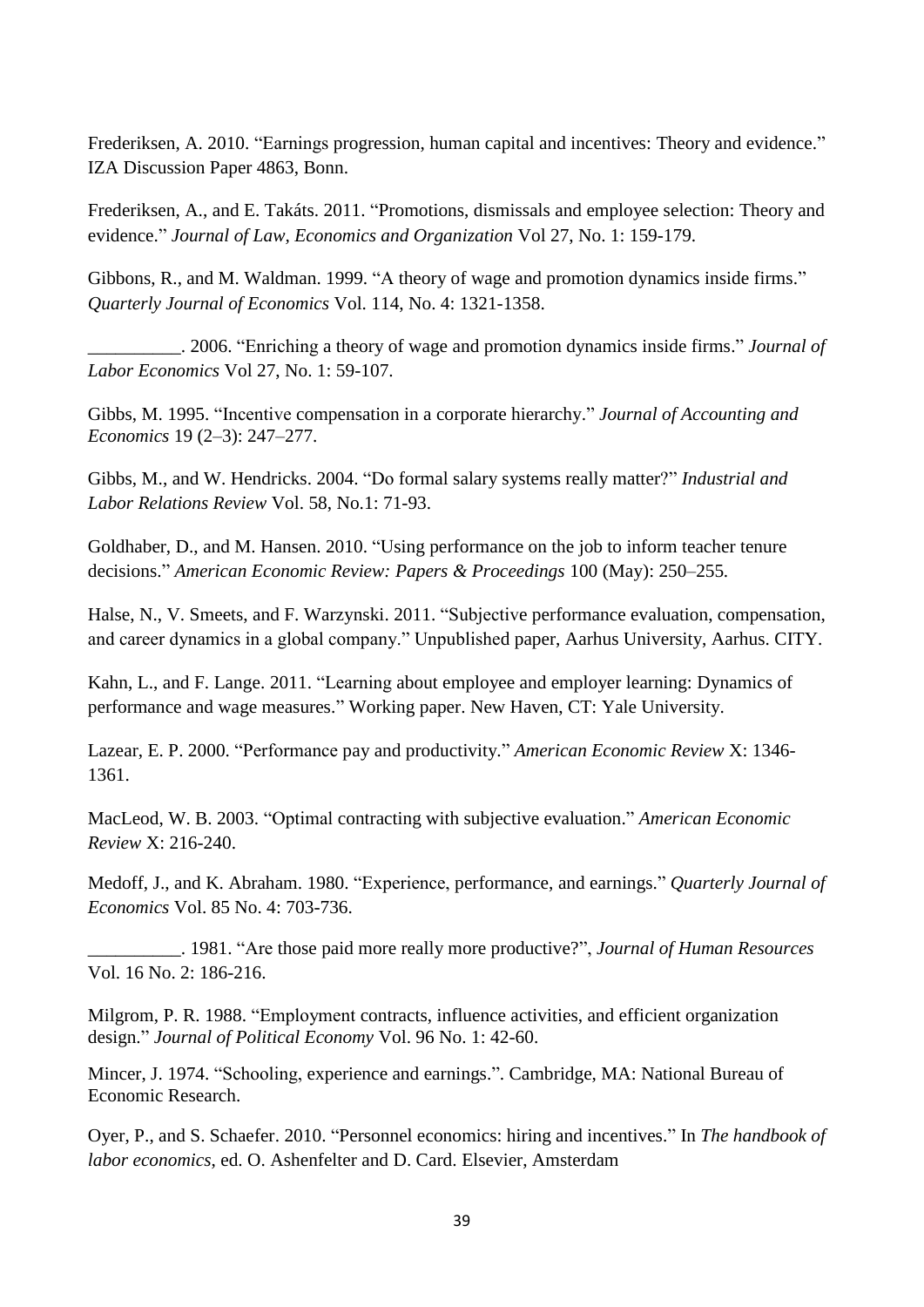Frederiksen, A. 2010. “Earnings progression, human capital and incentives: Theory and evidence.” IZA Discussion Paper 4863, Bonn.

Frederiksen, A., and E. Takáts. 2011. “Promotions, dismissals and employee selection: Theory and evidence.” *Journal of Law, Economics and Organization* Vol 27, No. 1: 159-179.

Gibbons, R., and M. Waldman. 1999. “A theory of wage and promotion dynamics inside firms.” *Quarterly Journal of Economics* Vol. 114, No. 4: 1321-1358.

__________. 2006. “Enriching a theory of wage and promotion dynamics inside firms.” *Journal of Labor Economics* Vol 27, No. 1: 59-107.

Gibbs, M. 1995. “Incentive compensation in a corporate hierarchy.” *Journal of Accounting and Economics* 19 (2–3): 247–277.

Gibbs, M., and W. Hendricks. 2004. “Do formal salary systems really matter?” *Industrial and Labor Relations Review* Vol. 58, No.1: 71-93.

Goldhaber, D., and M. Hansen. 2010. “Using performance on the job to inform teacher tenure decisions.” *American Economic Review: Papers & Proceedings* 100 (May): 250–255.

Halse, N., V. Smeets, and F. Warzynski. 2011. “Subjective performance evaluation, compensation, and career dynamics in a global company.” Unpublished paper, Aarhus University, Aarhus. CITY.

Kahn, L., and F. Lange. 2011. “Learning about employee and employer learning: Dynamics of performance and wage measures.” Working paper. New Haven, CT: Yale University.

Lazear, E. P. 2000. “Performance pay and productivity.” *American Economic Review* X: 1346-1361.

MacLeod, W. B. 2003. “Optimal contracting with subjective evaluation.” *American Economic Review* X: 216-240.

Medoff, J., and K. Abraham. 1980. “Experience, performance, and earnings.” *Quarterly Journal of Economics* Vol. 85 No. 4: 703-736.

__________. 1981. “Are those paid more really more productive?”, *Journal of Human Resources* Vol. 16 No. 2: 186-216.

Milgrom, P. R. 1988. “Employment contracts, influence activities, and efficient organization design.” *Journal of Political Economy* Vol. 96 No. 1: 42-60.

Mincer, J. 1974. “Schooling, experience and earnings.”. Cambridge, MA: National Bureau of Economic Research.

Oyer, P., and S. Schaefer. 2010. “Personnel economics: hiring and incentives.” In *The handbook of labor economics*, ed. O. Ashenfelter and D. Card. Elsevier, Amsterdam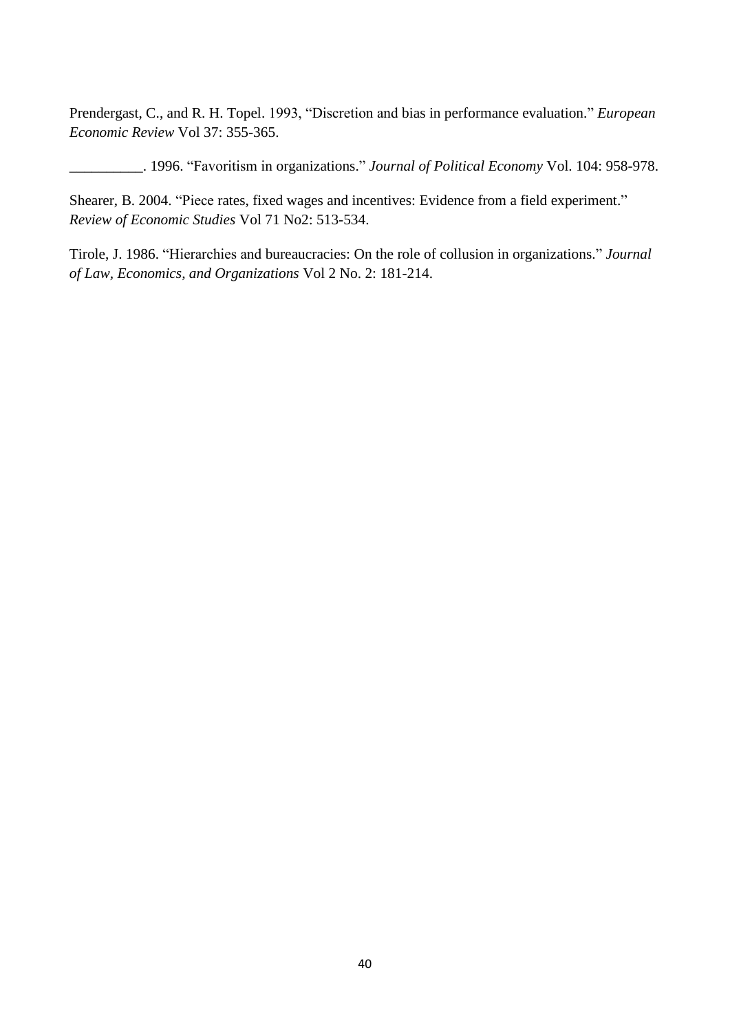Prendergast, C., and R. H. Topel. 1993, "Discretion and bias in performance evaluation." *European Economic Review* Vol 37: 355-365.

__________. 1996. "Favoritism in organizations." *Journal of Political Economy* Vol. 104: 958-978.

Shearer, B. 2004. "Piece rates, fixed wages and incentives: Evidence from a field experiment." *Review of Economic Studies* Vol 71 No2: 513-534.

Tirole, J. 1986. "Hierarchies and bureaucracies: On the role of collusion in organizations." *Journal of Law, Economics, and Organizations* Vol 2 No. 2: 181-214.